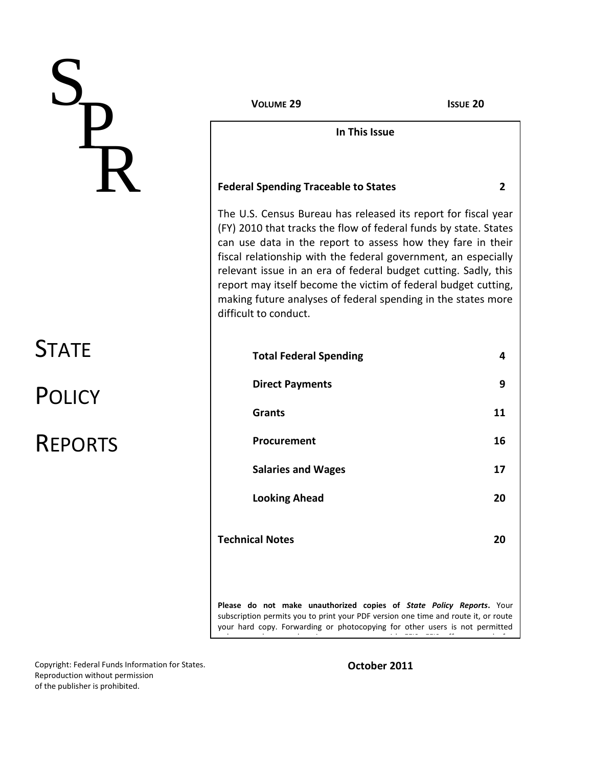# SPR

**VOLUME 29** **ISSUE 20**

## STATE POLICY REPORTS

### In This Issue

**Federal Spending Traceable to States** **2**

The U.S. Census Bureau has released its report for fiscal year (FY) 2010 that tracks the flow of federal funds by state. States can use data in the report to assess how they fare in their fiscal relationship with the federal government, an especially relevant issue in an era of federal budget cutting. Sadly, this report may itself become the victim of federal budget cutting, making future analyses of federal spending in the states more difficult to conduct.

| | |
|---|---|
| **Total Federal Spending** | **4** |
| **Direct Payments** | **9** |
| **Grants** | **11** |
| **Procurement** | **16** |
| **Salaries and Wages** | **17** |
| **Looking Ahead** | **20** |

**Technical Notes** **20**

**Please do not make unauthorized copies of *State Policy Reports*.** Your subscription permits you to print your PDF version one time and route it, or route your hard copy. Forwarding or photocopying for other users is not permitted

Copyright: Federal Funds Information for States. Reproduction without permission of the publisher is prohibited.

**October 2011**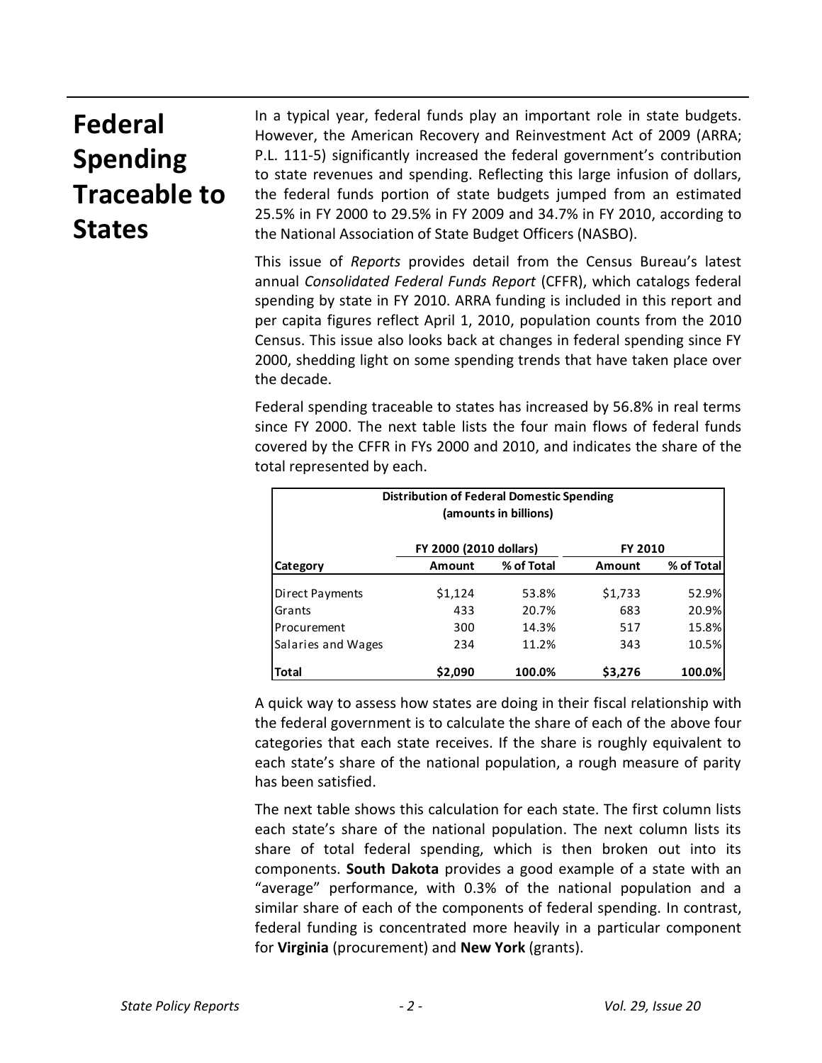# Federal Spending Traceable to States

In a typical year, federal funds play an important role in state budgets. However, the American Recovery and Reinvestment Act of 2009 (ARRA; P.L. 111-5) significantly increased the federal government's contribution to state revenues and spending. Reflecting this large infusion of dollars, the federal funds portion of state budgets jumped from an estimated 25.5% in FY 2000 to 29.5% in FY 2009 and 34.7% in FY 2010, according to the National Association of State Budget Officers (NASBO).

This issue of *Reports* provides detail from the Census Bureau's latest annual *Consolidated Federal Funds Report* (CFFR), which catalogs federal spending by state in FY 2010. ARRA funding is included in this report and per capita figures reflect April 1, 2010, population counts from the 2010 Census. This issue also looks back at changes in federal spending since FY 2000, shedding light on some spending trends that have taken place over the decade.

Federal spending traceable to states has increased by 56.8% in real terms since FY 2000. The next table lists the four main flows of federal funds covered by the CFFR in FYs 2000 and 2010, and indicates the share of the total represented by each.

**Distribution of Federal Domestic Spending (amounts in billions)**

| | FY 2000 (2010 dollars) | | FY 2010 | |
|---|---|---|---|---|
| **Category** | **Amount** | **% of Total** | **Amount** | **% of Total** |
| Direct Payments | $1,124 | 53.8% | $1,733 | 52.9% |
| Grants | 433 | 20.7% | 683 | 20.9% |
| Procurement | 300 | 14.3% | 517 | 15.8% |
| Salaries and Wages | 234 | 11.2% | 343 | 10.5% |
| **Total** | **$2,090** | **100.0%** | **$3,276** | **100.0%** |

A quick way to assess how states are doing in their fiscal relationship with the federal government is to calculate the share of each of the above four categories that each state receives. If the share is roughly equivalent to each state's share of the national population, a rough measure of parity has been satisfied.

The next table shows this calculation for each state. The first column lists each state's share of the national population. The next column lists its share of total federal spending, which is then broken out into its components. **South Dakota** provides a good example of a state with an "average" performance, with 0.3% of the national population and a similar share of each of the components of federal spending. In contrast, federal funding is concentrated more heavily in a particular component for **Virginia** (procurement) and **New York** (grants).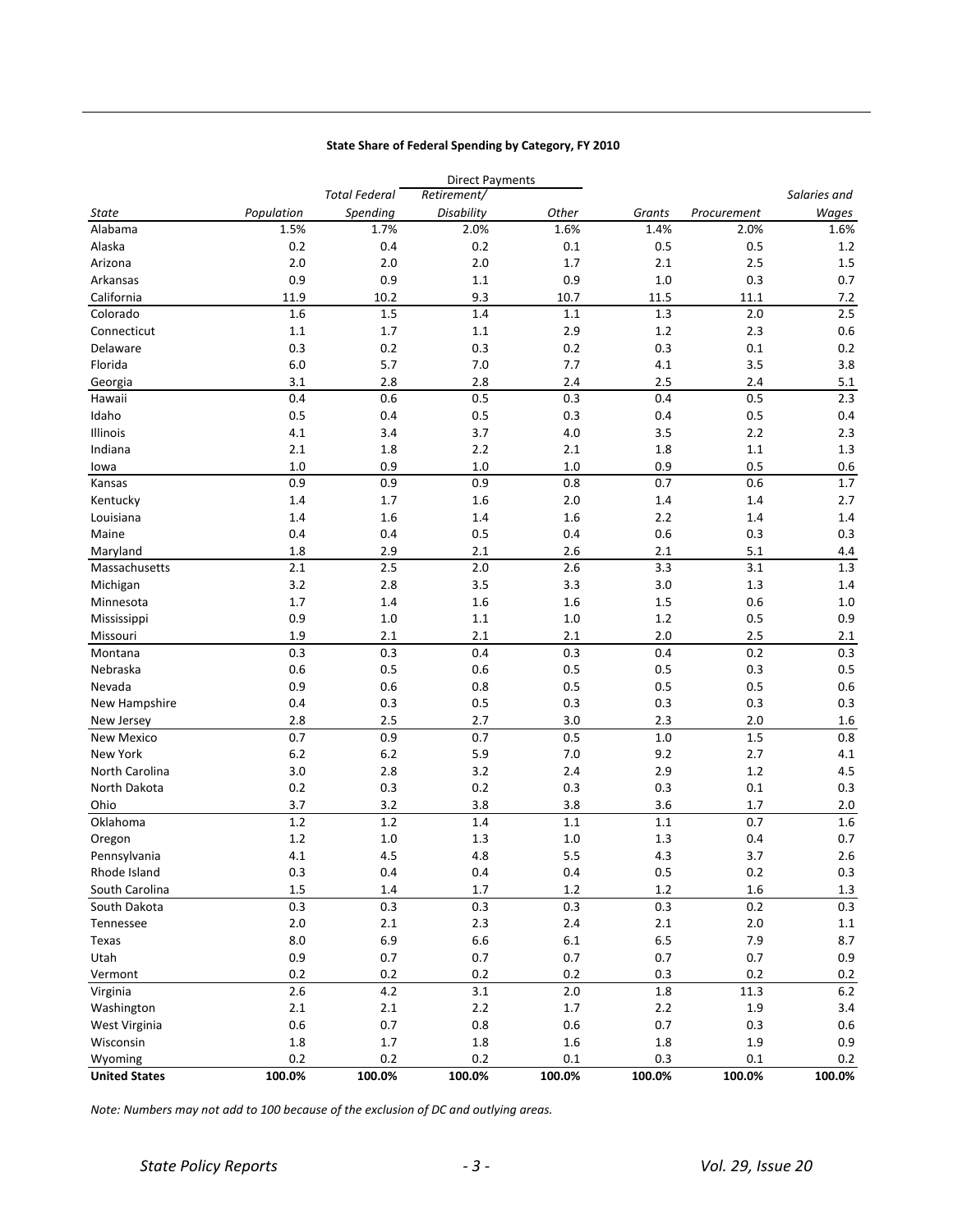**State Share of Federal Spending by Category, FY 2010**

| | | | Direct Payments | | | | |
|---|---|---|---|---|---|---|---|
| *State* | *Population* | *Total Federal Spending* | *Retirement/ Disability* | *Other* | *Grants* | *Procurement* | *Salaries and Wages* |
| Alabama | 1.5% | 1.7% | 2.0% | 1.6% | 1.4% | 2.0% | 1.6% |
| Alaska | 0.2 | 0.4 | 0.2 | 0.1 | 0.5 | 0.5 | 1.2 |
| Arizona | 2.0 | 2.0 | 2.0 | 1.7 | 2.1 | 2.5 | 1.5 |
| Arkansas | 0.9 | 0.9 | 1.1 | 0.9 | 1.0 | 0.3 | 0.7 |
| California | 11.9 | 10.2 | 9.3 | 10.7 | 11.5 | 11.1 | 7.2 |
| Colorado | 1.6 | 1.5 | 1.4 | 1.1 | 1.3 | 2.0 | 2.5 |
| Connecticut | 1.1 | 1.7 | 1.1 | 2.9 | 1.2 | 2.3 | 0.6 |
| Delaware | 0.3 | 0.2 | 0.3 | 0.2 | 0.3 | 0.1 | 0.2 |
| Florida | 6.0 | 5.7 | 7.0 | 7.7 | 4.1 | 3.5 | 3.8 |
| Georgia | 3.1 | 2.8 | 2.8 | 2.4 | 2.5 | 2.4 | 5.1 |
| Hawaii | 0.4 | 0.6 | 0.5 | 0.3 | 0.4 | 0.5 | 2.3 |
| Idaho | 0.5 | 0.4 | 0.5 | 0.3 | 0.4 | 0.5 | 0.4 |
| Illinois | 4.1 | 3.4 | 3.7 | 4.0 | 3.5 | 2.2 | 2.3 |
| Indiana | 2.1 | 1.8 | 2.2 | 2.1 | 1.8 | 1.1 | 1.3 |
| Iowa | 1.0 | 0.9 | 1.0 | 1.0 | 0.9 | 0.5 | 0.6 |
| Kansas | 0.9 | 0.9 | 0.9 | 0.8 | 0.7 | 0.6 | 1.7 |
| Kentucky | 1.4 | 1.7 | 1.6 | 2.0 | 1.4 | 1.4 | 2.7 |
| Louisiana | 1.4 | 1.6 | 1.4 | 1.6 | 2.2 | 1.4 | 1.4 |
| Maine | 0.4 | 0.4 | 0.5 | 0.4 | 0.6 | 0.3 | 0.3 |
| Maryland | 1.8 | 2.9 | 2.1 | 2.6 | 2.1 | 5.1 | 4.4 |
| Massachusetts | 2.1 | 2.5 | 2.0 | 2.6 | 3.3 | 3.1 | 1.3 |
| Michigan | 3.2 | 2.8 | 3.5 | 3.3 | 3.0 | 1.3 | 1.4 |
| Minnesota | 1.7 | 1.4 | 1.6 | 1.6 | 1.5 | 0.6 | 1.0 |
| Mississippi | 0.9 | 1.0 | 1.1 | 1.0 | 1.2 | 0.5 | 0.9 |
| Missouri | 1.9 | 2.1 | 2.1 | 2.1 | 2.0 | 2.5 | 2.1 |
| Montana | 0.3 | 0.3 | 0.4 | 0.3 | 0.4 | 0.2 | 0.3 |
| Nebraska | 0.6 | 0.5 | 0.6 | 0.5 | 0.5 | 0.3 | 0.5 |
| Nevada | 0.9 | 0.6 | 0.8 | 0.5 | 0.5 | 0.5 | 0.6 |
| New Hampshire | 0.4 | 0.3 | 0.5 | 0.3 | 0.3 | 0.3 | 0.3 |
| New Jersey | 2.8 | 2.5 | 2.7 | 3.0 | 2.3 | 2.0 | 1.6 |
| New Mexico | 0.7 | 0.9 | 0.7 | 0.5 | 1.0 | 1.5 | 0.8 |
| New York | 6.2 | 6.2 | 5.9 | 7.0 | 9.2 | 2.7 | 4.1 |
| North Carolina | 3.0 | 2.8 | 3.2 | 2.4 | 2.9 | 1.2 | 4.5 |
| North Dakota | 0.2 | 0.3 | 0.2 | 0.3 | 0.3 | 0.1 | 0.3 |
| Ohio | 3.7 | 3.2 | 3.8 | 3.8 | 3.6 | 1.7 | 2.0 |
| Oklahoma | 1.2 | 1.2 | 1.4 | 1.1 | 1.1 | 0.7 | 1.6 |
| Oregon | 1.2 | 1.0 | 1.3 | 1.0 | 1.3 | 0.4 | 0.7 |
| Pennsylvania | 4.1 | 4.5 | 4.8 | 5.5 | 4.3 | 3.7 | 2.6 |
| Rhode Island | 0.3 | 0.4 | 0.4 | 0.4 | 0.5 | 0.2 | 0.3 |
| South Carolina | 1.5 | 1.4 | 1.7 | 1.2 | 1.2 | 1.6 | 1.3 |
| South Dakota | 0.3 | 0.3 | 0.3 | 0.3 | 0.3 | 0.2 | 0.3 |
| Tennessee | 2.0 | 2.1 | 2.3 | 2.4 | 2.1 | 2.0 | 1.1 |
| Texas | 8.0 | 6.9 | 6.6 | 6.1 | 6.5 | 7.9 | 8.7 |
| Utah | 0.9 | 0.7 | 0.7 | 0.7 | 0.7 | 0.7 | 0.9 |
| Vermont | 0.2 | 0.2 | 0.2 | 0.2 | 0.3 | 0.2 | 0.2 |
| Virginia | 2.6 | 4.2 | 3.1 | 2.0 | 1.8 | 11.3 | 6.2 |
| Washington | 2.1 | 2.1 | 2.2 | 1.7 | 2.2 | 1.9 | 3.4 |
| West Virginia | 0.6 | 0.7 | 0.8 | 0.6 | 0.7 | 0.3 | 0.6 |
| Wisconsin | 1.8 | 1.7 | 1.8 | 1.6 | 1.8 | 1.9 | 0.9 |
| Wyoming | 0.2 | 0.2 | 0.2 | 0.1 | 0.3 | 0.1 | 0.2 |
| **United States** | **100.0%** | **100.0%** | **100.0%** | **100.0%** | **100.0%** | **100.0%** | **100.0%** |

*Note: Numbers may not add to 100 because of the exclusion of DC and outlying areas.*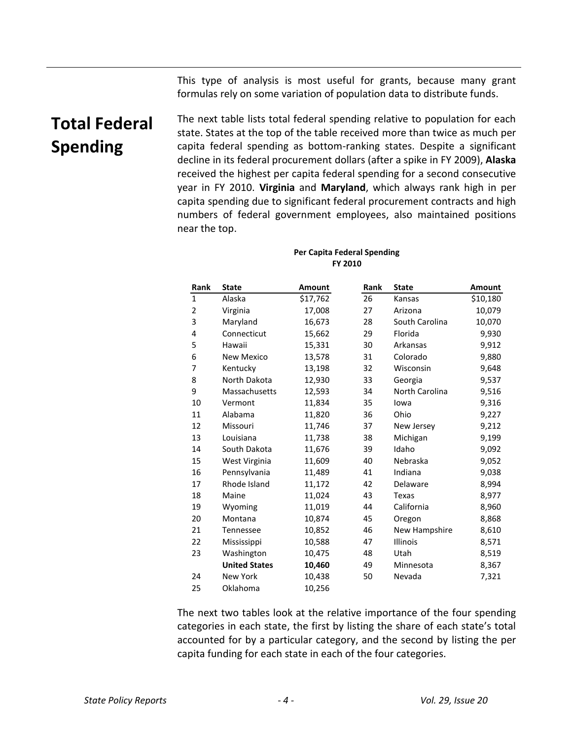This type of analysis is most useful for grants, because many grant formulas rely on some variation of population data to distribute funds.

## Total Federal Spending

The next table lists total federal spending relative to population for each state. States at the top of the table received more than twice as much per capita federal spending as bottom-ranking states. Despite a significant decline in its federal procurement dollars (after a spike in FY 2009), **Alaska** received the highest per capita federal spending for a second consecutive year in FY 2010. **Virginia** and **Maryland**, which always rank high in per capita spending due to significant federal procurement contracts and high numbers of federal government employees, also maintained positions near the top.

**Per Capita Federal Spending**
**FY 2010**

| Rank | State | Amount | Rank | State | Amount |
|---|---|---|---|---|---|
| 1 | Alaska | $17,762 | 26 | Kansas | $10,180 |
| 2 | Virginia | 17,008 | 27 | Arizona | 10,079 |
| 3 | Maryland | 16,673 | 28 | South Carolina | 10,070 |
| 4 | Connecticut | 15,662 | 29 | Florida | 9,930 |
| 5 | Hawaii | 15,331 | 30 | Arkansas | 9,912 |
| 6 | New Mexico | 13,578 | 31 | Colorado | 9,880 |
| 7 | Kentucky | 13,198 | 32 | Wisconsin | 9,648 |
| 8 | North Dakota | 12,930 | 33 | Georgia | 9,537 |
| 9 | Massachusetts | 12,593 | 34 | North Carolina | 9,516 |
| 10 | Vermont | 11,834 | 35 | Iowa | 9,316 |
| 11 | Alabama | 11,820 | 36 | Ohio | 9,227 |
| 12 | Missouri | 11,746 | 37 | New Jersey | 9,212 |
| 13 | Louisiana | 11,738 | 38 | Michigan | 9,199 |
| 14 | South Dakota | 11,676 | 39 | Idaho | 9,092 |
| 15 | West Virginia | 11,609 | 40 | Nebraska | 9,052 |
| 16 | Pennsylvania | 11,489 | 41 | Indiana | 9,038 |
| 17 | Rhode Island | 11,172 | 42 | Delaware | 8,994 |
| 18 | Maine | 11,024 | 43 | Texas | 8,977 |
| 19 | Wyoming | 11,019 | 44 | California | 8,960 |
| 20 | Montana | 10,874 | 45 | Oregon | 8,868 |
| 21 | Tennessee | 10,852 | 46 | New Hampshire | 8,610 |
| 22 | Mississippi | 10,588 | 47 | Illinois | 8,571 |
| 23 | Washington | 10,475 | 48 | Utah | 8,519 |
| | **United States** | **10,460** | 49 | Minnesota | 8,367 |
| 24 | New York | 10,438 | 50 | Nevada | 7,321 |
| 25 | Oklahoma | 10,256 | | | |

The next two tables look at the relative importance of the four spending categories in each state, the first by listing the share of each state's total accounted for by a particular category, and the second by listing the per capita funding for each state in each of the four categories.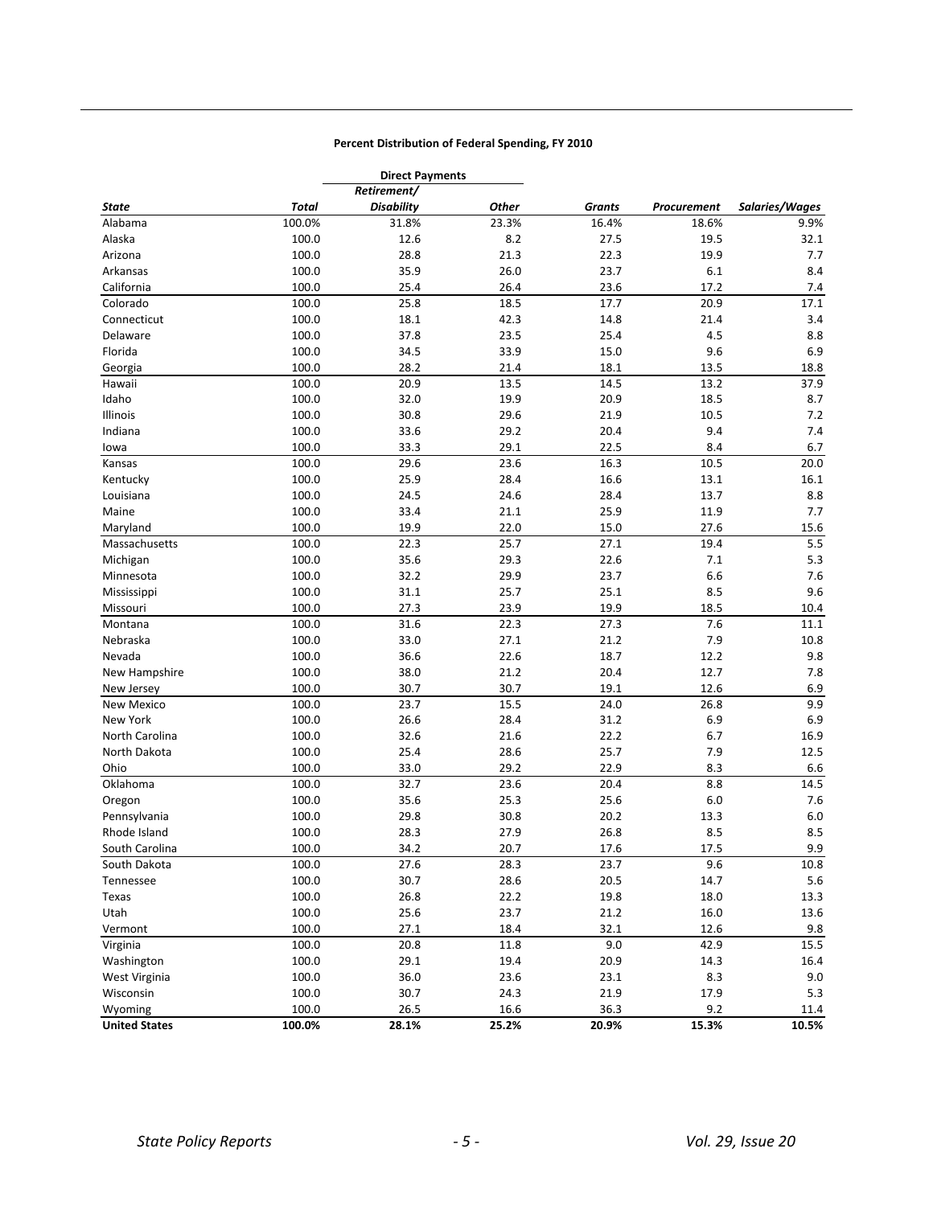**Percent Distribution of Federal Spending, FY 2010**

| | | Direct Payments | | | | |
|---|---|---|---|---|---|---|
| | | *Retirement/* | | | | |
| ***State*** | ***Total*** | ***Disability*** | ***Other*** | ***Grants*** | ***Procurement*** | ***Salaries/Wages*** |
| Alabama | 100.0% | 31.8% | 23.3% | 16.4% | 18.6% | 9.9% |
| Alaska | 100.0 | 12.6 | 8.2 | 27.5 | 19.5 | 32.1 |
| Arizona | 100.0 | 28.8 | 21.3 | 22.3 | 19.9 | 7.7 |
| Arkansas | 100.0 | 35.9 | 26.0 | 23.7 | 6.1 | 8.4 |
| California | 100.0 | 25.4 | 26.4 | 23.6 | 17.2 | 7.4 |
| Colorado | 100.0 | 25.8 | 18.5 | 17.7 | 20.9 | 17.1 |
| Connecticut | 100.0 | 18.1 | 42.3 | 14.8 | 21.4 | 3.4 |
| Delaware | 100.0 | 37.8 | 23.5 | 25.4 | 4.5 | 8.8 |
| Florida | 100.0 | 34.5 | 33.9 | 15.0 | 9.6 | 6.9 |
| Georgia | 100.0 | 28.2 | 21.4 | 18.1 | 13.5 | 18.8 |
| Hawaii | 100.0 | 20.9 | 13.5 | 14.5 | 13.2 | 37.9 |
| Idaho | 100.0 | 32.0 | 19.9 | 20.9 | 18.5 | 8.7 |
| Illinois | 100.0 | 30.8 | 29.6 | 21.9 | 10.5 | 7.2 |
| Indiana | 100.0 | 33.6 | 29.2 | 20.4 | 9.4 | 7.4 |
| Iowa | 100.0 | 33.3 | 29.1 | 22.5 | 8.4 | 6.7 |
| Kansas | 100.0 | 29.6 | 23.6 | 16.3 | 10.5 | 20.0 |
| Kentucky | 100.0 | 25.9 | 28.4 | 16.6 | 13.1 | 16.1 |
| Louisiana | 100.0 | 24.5 | 24.6 | 28.4 | 13.7 | 8.8 |
| Maine | 100.0 | 33.4 | 21.1 | 25.9 | 11.9 | 7.7 |
| Maryland | 100.0 | 19.9 | 22.0 | 15.0 | 27.6 | 15.6 |
| Massachusetts | 100.0 | 22.3 | 25.7 | 27.1 | 19.4 | 5.5 |
| Michigan | 100.0 | 35.6 | 29.3 | 22.6 | 7.1 | 5.3 |
| Minnesota | 100.0 | 32.2 | 29.9 | 23.7 | 6.6 | 7.6 |
| Mississippi | 100.0 | 31.1 | 25.7 | 25.1 | 8.5 | 9.6 |
| Missouri | 100.0 | 27.3 | 23.9 | 19.9 | 18.5 | 10.4 |
| Montana | 100.0 | 31.6 | 22.3 | 27.3 | 7.6 | 11.1 |
| Nebraska | 100.0 | 33.0 | 27.1 | 21.2 | 7.9 | 10.8 |
| Nevada | 100.0 | 36.6 | 22.6 | 18.7 | 12.2 | 9.8 |
| New Hampshire | 100.0 | 38.0 | 21.2 | 20.4 | 12.7 | 7.8 |
| New Jersey | 100.0 | 30.7 | 30.7 | 19.1 | 12.6 | 6.9 |
| New Mexico | 100.0 | 23.7 | 15.5 | 24.0 | 26.8 | 9.9 |
| New York | 100.0 | 26.6 | 28.4 | 31.2 | 6.9 | 6.9 |
| North Carolina | 100.0 | 32.6 | 21.6 | 22.2 | 6.7 | 16.9 |
| North Dakota | 100.0 | 25.4 | 28.6 | 25.7 | 7.9 | 12.5 |
| Ohio | 100.0 | 33.0 | 29.2 | 22.9 | 8.3 | 6.6 |
| Oklahoma | 100.0 | 32.7 | 23.6 | 20.4 | 8.8 | 14.5 |
| Oregon | 100.0 | 35.6 | 25.3 | 25.6 | 6.0 | 7.6 |
| Pennsylvania | 100.0 | 29.8 | 30.8 | 20.2 | 13.3 | 6.0 |
| Rhode Island | 100.0 | 28.3 | 27.9 | 26.8 | 8.5 | 8.5 |
| South Carolina | 100.0 | 34.2 | 20.7 | 17.6 | 17.5 | 9.9 |
| South Dakota | 100.0 | 27.6 | 28.3 | 23.7 | 9.6 | 10.8 |
| Tennessee | 100.0 | 30.7 | 28.6 | 20.5 | 14.7 | 5.6 |
| Texas | 100.0 | 26.8 | 22.2 | 19.8 | 18.0 | 13.3 |
| Utah | 100.0 | 25.6 | 23.7 | 21.2 | 16.0 | 13.6 |
| Vermont | 100.0 | 27.1 | 18.4 | 32.1 | 12.6 | 9.8 |
| Virginia | 100.0 | 20.8 | 11.8 | 9.0 | 42.9 | 15.5 |
| Washington | 100.0 | 29.1 | 19.4 | 20.9 | 14.3 | 16.4 |
| West Virginia | 100.0 | 36.0 | 23.6 | 23.1 | 8.3 | 9.0 |
| Wisconsin | 100.0 | 30.7 | 24.3 | 21.9 | 17.9 | 5.3 |
| Wyoming | 100.0 | 26.5 | 16.6 | 36.3 | 9.2 | 11.4 |
| **United States** | **100.0%** | **28.1%** | **25.2%** | **20.9%** | **15.3%** | **10.5%** |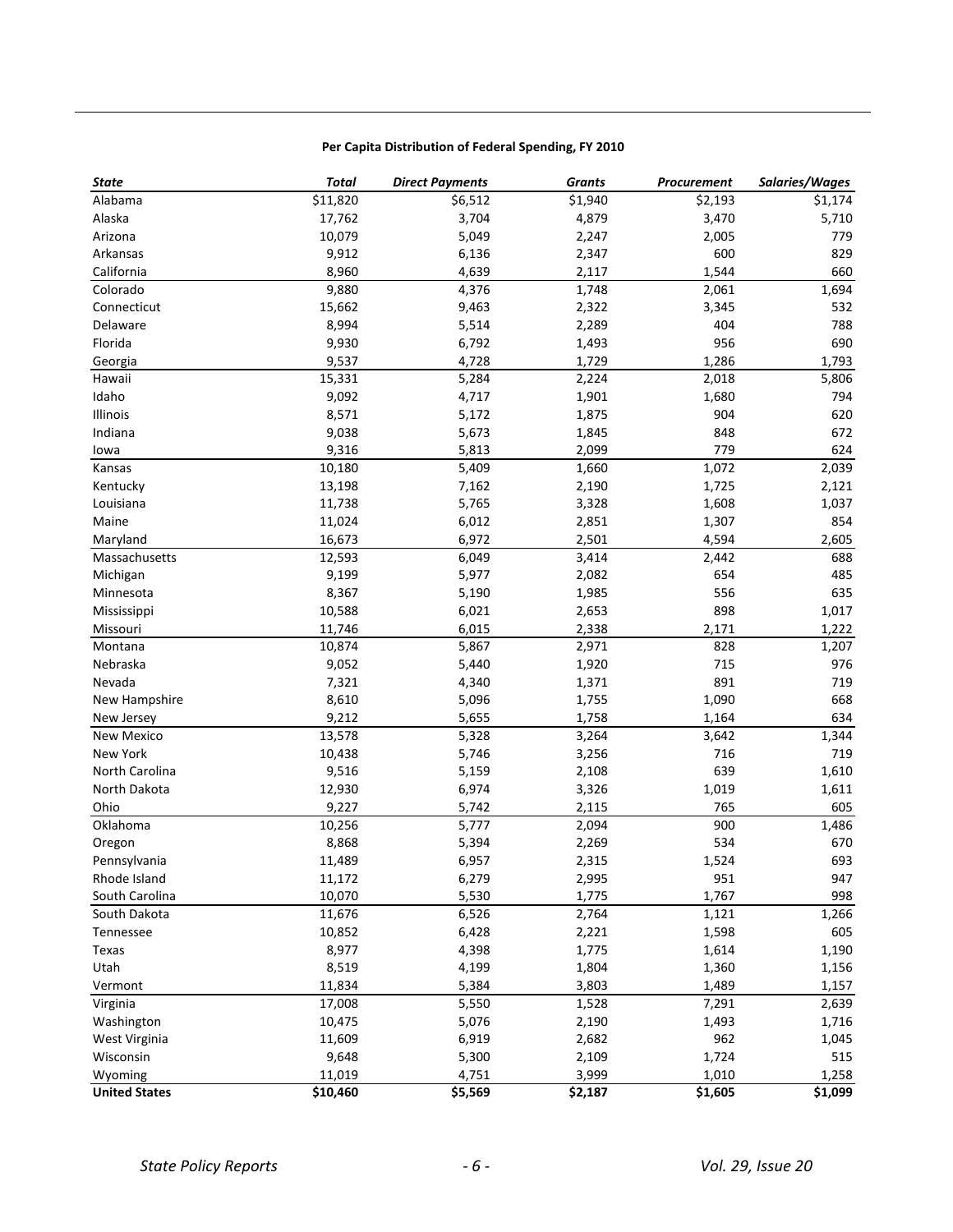**Per Capita Distribution of Federal Spending, FY 2010**

| *State* | *Total* | *Direct Payments* | *Grants* | *Procurement* | *Salaries/Wages* |
|---|---|---|---|---|---|
| Alabama | $11,820 | $6,512 | $1,940 | $2,193 | $1,174 |
| Alaska | 17,762 | 3,704 | 4,879 | 3,470 | 5,710 |
| Arizona | 10,079 | 5,049 | 2,247 | 2,005 | 779 |
| Arkansas | 9,912 | 6,136 | 2,347 | 600 | 829 |
| California | 8,960 | 4,639 | 2,117 | 1,544 | 660 |
| Colorado | 9,880 | 4,376 | 1,748 | 2,061 | 1,694 |
| Connecticut | 15,662 | 9,463 | 2,322 | 3,345 | 532 |
| Delaware | 8,994 | 5,514 | 2,289 | 404 | 788 |
| Florida | 9,930 | 6,792 | 1,493 | 956 | 690 |
| Georgia | 9,537 | 4,728 | 1,729 | 1,286 | 1,793 |
| Hawaii | 15,331 | 5,284 | 2,224 | 2,018 | 5,806 |
| Idaho | 9,092 | 4,717 | 1,901 | 1,680 | 794 |
| Illinois | 8,571 | 5,172 | 1,875 | 904 | 620 |
| Indiana | 9,038 | 5,673 | 1,845 | 848 | 672 |
| Iowa | 9,316 | 5,813 | 2,099 | 779 | 624 |
| Kansas | 10,180 | 5,409 | 1,660 | 1,072 | 2,039 |
| Kentucky | 13,198 | 7,162 | 2,190 | 1,725 | 2,121 |
| Louisiana | 11,738 | 5,765 | 3,328 | 1,608 | 1,037 |
| Maine | 11,024 | 6,012 | 2,851 | 1,307 | 854 |
| Maryland | 16,673 | 6,972 | 2,501 | 4,594 | 2,605 |
| Massachusetts | 12,593 | 6,049 | 3,414 | 2,442 | 688 |
| Michigan | 9,199 | 5,977 | 2,082 | 654 | 485 |
| Minnesota | 8,367 | 5,190 | 1,985 | 556 | 635 |
| Mississippi | 10,588 | 6,021 | 2,653 | 898 | 1,017 |
| Missouri | 11,746 | 6,015 | 2,338 | 2,171 | 1,222 |
| Montana | 10,874 | 5,867 | 2,971 | 828 | 1,207 |
| Nebraska | 9,052 | 5,440 | 1,920 | 715 | 976 |
| Nevada | 7,321 | 4,340 | 1,371 | 891 | 719 |
| New Hampshire | 8,610 | 5,096 | 1,755 | 1,090 | 668 |
| New Jersey | 9,212 | 5,655 | 1,758 | 1,164 | 634 |
| New Mexico | 13,578 | 5,328 | 3,264 | 3,642 | 1,344 |
| New York | 10,438 | 5,746 | 3,256 | 716 | 719 |
| North Carolina | 9,516 | 5,159 | 2,108 | 639 | 1,610 |
| North Dakota | 12,930 | 6,974 | 3,326 | 1,019 | 1,611 |
| Ohio | 9,227 | 5,742 | 2,115 | 765 | 605 |
| Oklahoma | 10,256 | 5,777 | 2,094 | 900 | 1,486 |
| Oregon | 8,868 | 5,394 | 2,269 | 534 | 670 |
| Pennsylvania | 11,489 | 6,957 | 2,315 | 1,524 | 693 |
| Rhode Island | 11,172 | 6,279 | 2,995 | 951 | 947 |
| South Carolina | 10,070 | 5,530 | 1,775 | 1,767 | 998 |
| South Dakota | 11,676 | 6,526 | 2,764 | 1,121 | 1,266 |
| Tennessee | 10,852 | 6,428 | 2,221 | 1,598 | 605 |
| Texas | 8,977 | 4,398 | 1,775 | 1,614 | 1,190 |
| Utah | 8,519 | 4,199 | 1,804 | 1,360 | 1,156 |
| Vermont | 11,834 | 5,384 | 3,803 | 1,489 | 1,157 |
| Virginia | 17,008 | 5,550 | 1,528 | 7,291 | 2,639 |
| Washington | 10,475 | 5,076 | 2,190 | 1,493 | 1,716 |
| West Virginia | 11,609 | 6,919 | 2,682 | 962 | 1,045 |
| Wisconsin | 9,648 | 5,300 | 2,109 | 1,724 | 515 |
| Wyoming | 11,019 | 4,751 | 3,999 | 1,010 | 1,258 |
| **United States** | **$10,460** | **$5,569** | **$2,187** | **$1,605** | **$1,099** |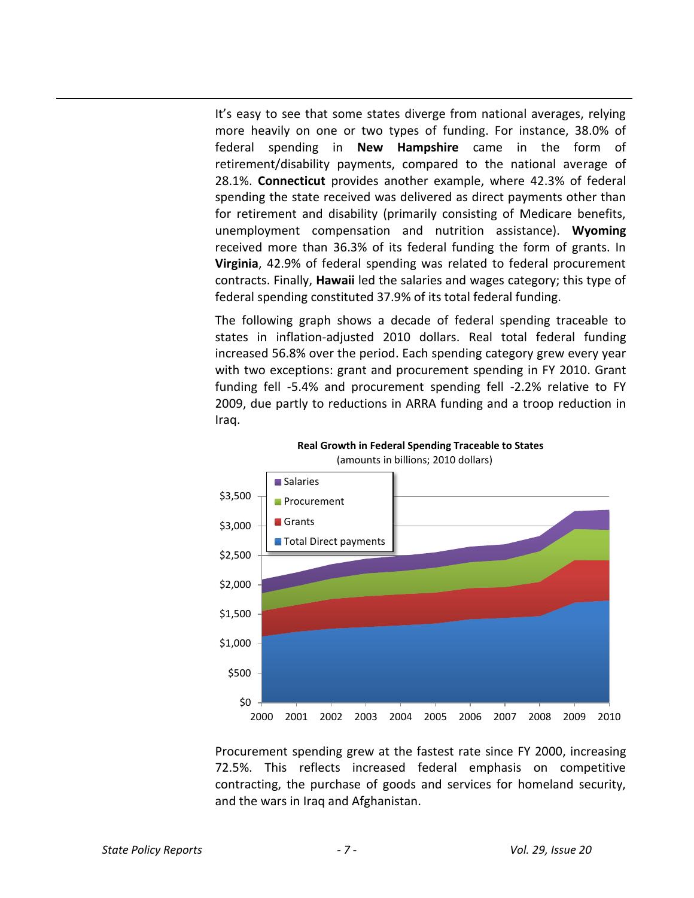It's easy to see that some states diverge from national averages, relying more heavily on one or two types of funding. For instance, 38.0% of federal spending in **New Hampshire** came in the form of retirement/disability payments, compared to the national average of 28.1%. **Connecticut** provides another example, where 42.3% of federal spending the state received was delivered as direct payments other than for retirement and disability (primarily consisting of Medicare benefits, unemployment compensation and nutrition assistance). **Wyoming** received more than 36.3% of its federal funding the form of grants. In **Virginia**, 42.9% of federal spending was related to federal procurement contracts. Finally, **Hawaii** led the salaries and wages category; this type of federal spending constituted 37.9% of its total federal funding.

The following graph shows a decade of federal spending traceable to states in inflation-adjusted 2010 dollars. Real total federal funding increased 56.8% over the period. Each spending category grew every year with two exceptions: grant and procurement spending in FY 2010. Grant funding fell -5.4% and procurement spending fell -2.2% relative to FY 2009, due partly to reductions in ARRA funding and a troop reduction in Iraq.

**Real Growth in Federal Spending Traceable to States**
(amounts in billions; 2010 dollars)

Procurement spending grew at the fastest rate since FY 2000, increasing 72.5%. This reflects increased federal emphasis on competitive contracting, the purchase of goods and services for homeland security, and the wars in Iraq and Afghanistan.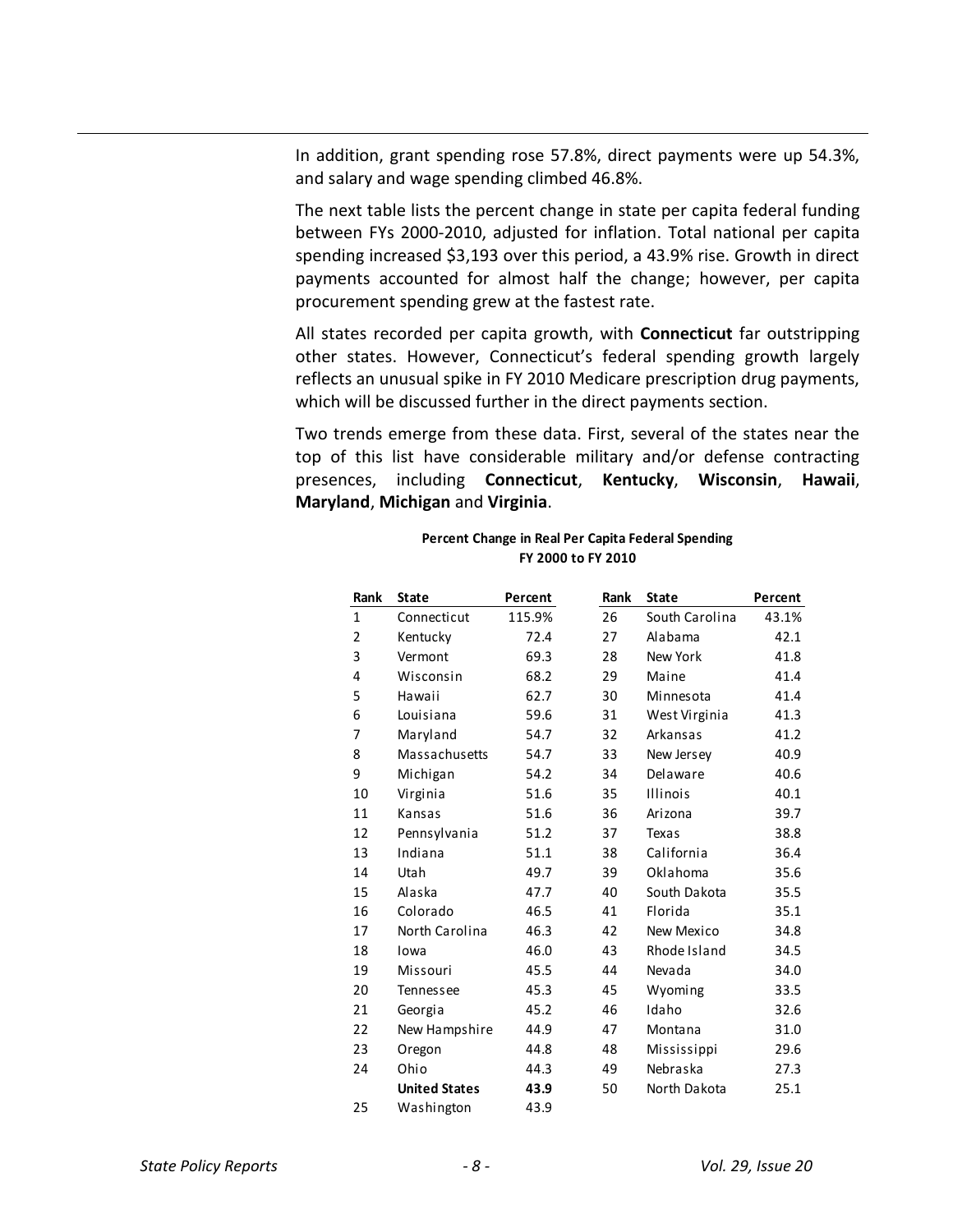In addition, grant spending rose 57.8%, direct payments were up 54.3%, and salary and wage spending climbed 46.8%.

The next table lists the percent change in state per capita federal funding between FYs 2000-2010, adjusted for inflation. Total national per capita spending increased $3,193 over this period, a 43.9% rise. Growth in direct payments accounted for almost half the change; however, per capita procurement spending grew at the fastest rate.

All states recorded per capita growth, with **Connecticut** far outstripping other states. However, Connecticut's federal spending growth largely reflects an unusual spike in FY 2010 Medicare prescription drug payments, which will be discussed further in the direct payments section.

Two trends emerge from these data. First, several of the states near the top of this list have considerable military and/or defense contracting presences, including **Connecticut**, **Kentucky**, **Wisconsin**, **Hawaii**, **Maryland**, **Michigan** and **Virginia**.

**Percent Change in Real Per Capita Federal Spending**
**FY 2000 to FY 2010**

| Rank | State | Percent | Rank | State | Percent |
|---|---|---|---|---|---|
| 1 | Connecticut | 115.9% | 26 | South Carolina | 43.1% |
| 2 | Kentucky | 72.4 | 27 | Alabama | 42.1 |
| 3 | Vermont | 69.3 | 28 | New York | 41.8 |
| 4 | Wisconsin | 68.2 | 29 | Maine | 41.4 |
| 5 | Hawaii | 62.7 | 30 | Minnesota | 41.4 |
| 6 | Louisiana | 59.6 | 31 | West Virginia | 41.3 |
| 7 | Maryland | 54.7 | 32 | Arkansas | 41.2 |
| 8 | Massachusetts | 54.7 | 33 | New Jersey | 40.9 |
| 9 | Michigan | 54.2 | 34 | Delaware | 40.6 |
| 10 | Virginia | 51.6 | 35 | Illinois | 40.1 |
| 11 | Kansas | 51.6 | 36 | Arizona | 39.7 |
| 12 | Pennsylvania | 51.2 | 37 | Texas | 38.8 |
| 13 | Indiana | 51.1 | 38 | California | 36.4 |
| 14 | Utah | 49.7 | 39 | Oklahoma | 35.6 |
| 15 | Alaska | 47.7 | 40 | South Dakota | 35.5 |
| 16 | Colorado | 46.5 | 41 | Florida | 35.1 |
| 17 | North Carolina | 46.3 | 42 | New Mexico | 34.8 |
| 18 | Iowa | 46.0 | 43 | Rhode Island | 34.5 |
| 19 | Missouri | 45.5 | 44 | Nevada | 34.0 |
| 20 | Tennessee | 45.3 | 45 | Wyoming | 33.5 |
| 21 | Georgia | 45.2 | 46 | Idaho | 32.6 |
| 22 | New Hampshire | 44.9 | 47 | Montana | 31.0 |
| 23 | Oregon | 44.8 | 48 | Mississippi | 29.6 |
| 24 | Ohio | 44.3 | 49 | Nebraska | 27.3 |
| | **United States** | **43.9** | 50 | North Dakota | 25.1 |
| 25 | Washington | 43.9 | | | |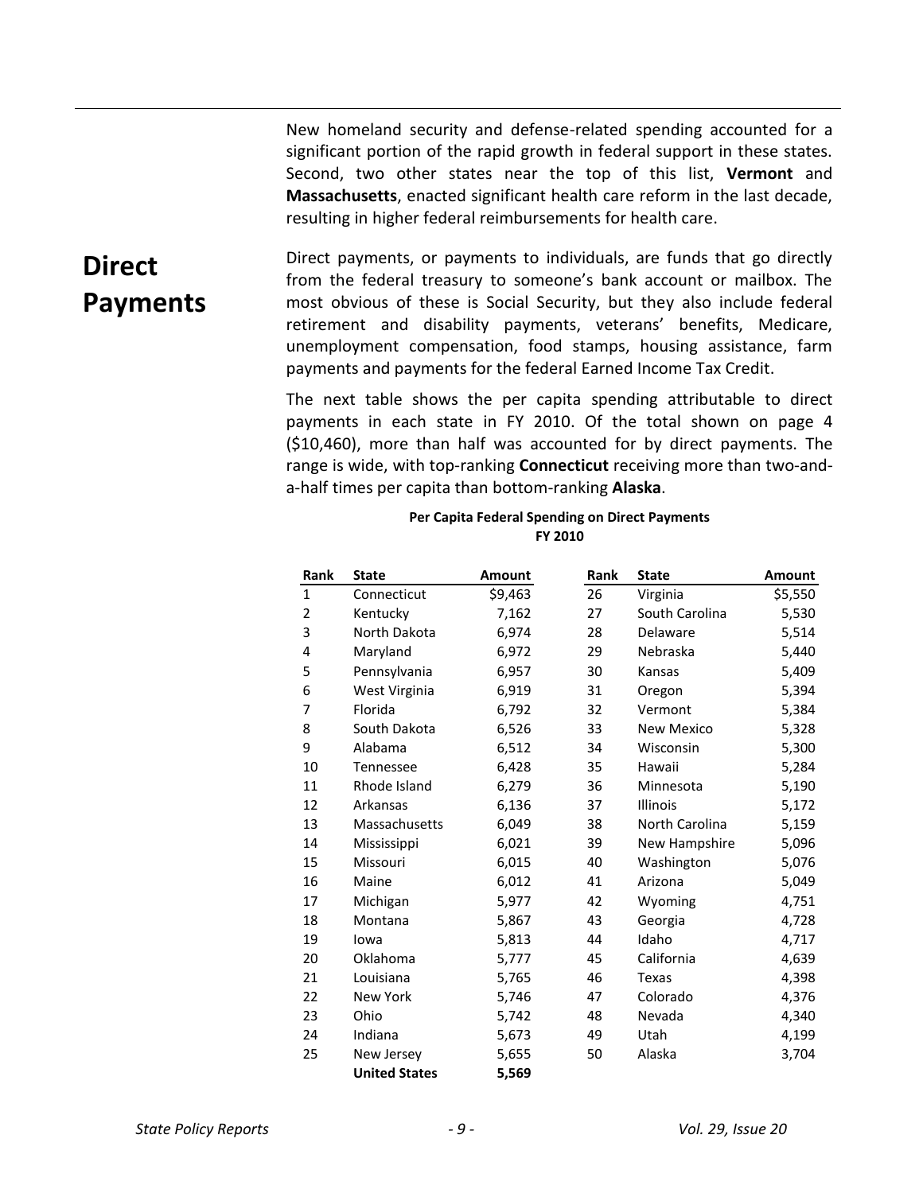New homeland security and defense-related spending accounted for a significant portion of the rapid growth in federal support in these states. Second, two other states near the top of this list, **Vermont** and **Massachusetts**, enacted significant health care reform in the last decade, resulting in higher federal reimbursements for health care.

## Direct Payments

Direct payments, or payments to individuals, are funds that go directly from the federal treasury to someone's bank account or mailbox. The most obvious of these is Social Security, but they also include federal retirement and disability payments, veterans' benefits, Medicare, unemployment compensation, food stamps, housing assistance, farm payments and payments for the federal Earned Income Tax Credit.

The next table shows the per capita spending attributable to direct payments in each state in FY 2010. Of the total shown on page 4 ($10,460), more than half was accounted for by direct payments. The range is wide, with top-ranking **Connecticut** receiving more than two-and-a-half times per capita than bottom-ranking **Alaska**.

**Per Capita Federal Spending on Direct Payments**
**FY 2010**

| Rank | State | Amount | Rank | State | Amount |
|---|---|---|---|---|---|
| 1 | Connecticut | $9,463 | 26 | Virginia | $5,550 |
| 2 | Kentucky | 7,162 | 27 | South Carolina | 5,530 |
| 3 | North Dakota | 6,974 | 28 | Delaware | 5,514 |
| 4 | Maryland | 6,972 | 29 | Nebraska | 5,440 |
| 5 | Pennsylvania | 6,957 | 30 | Kansas | 5,409 |
| 6 | West Virginia | 6,919 | 31 | Oregon | 5,394 |
| 7 | Florida | 6,792 | 32 | Vermont | 5,384 |
| 8 | South Dakota | 6,526 | 33 | New Mexico | 5,328 |
| 9 | Alabama | 6,512 | 34 | Wisconsin | 5,300 |
| 10 | Tennessee | 6,428 | 35 | Hawaii | 5,284 |
| 11 | Rhode Island | 6,279 | 36 | Minnesota | 5,190 |
| 12 | Arkansas | 6,136 | 37 | Illinois | 5,172 |
| 13 | Massachusetts | 6,049 | 38 | North Carolina | 5,159 |
| 14 | Mississippi | 6,021 | 39 | New Hampshire | 5,096 |
| 15 | Missouri | 6,015 | 40 | Washington | 5,076 |
| 16 | Maine | 6,012 | 41 | Arizona | 5,049 |
| 17 | Michigan | 5,977 | 42 | Wyoming | 4,751 |
| 18 | Montana | 5,867 | 43 | Georgia | 4,728 |
| 19 | Iowa | 5,813 | 44 | Idaho | 4,717 |
| 20 | Oklahoma | 5,777 | 45 | California | 4,639 |
| 21 | Louisiana | 5,765 | 46 | Texas | 4,398 |
| 22 | New York | 5,746 | 47 | Colorado | 4,376 |
| 23 | Ohio | 5,742 | 48 | Nevada | 4,340 |
| 24 | Indiana | 5,673 | 49 | Utah | 4,199 |
| 25 | New Jersey | 5,655 | 50 | Alaska | 3,704 |
| | **United States** | **5,569** | | | |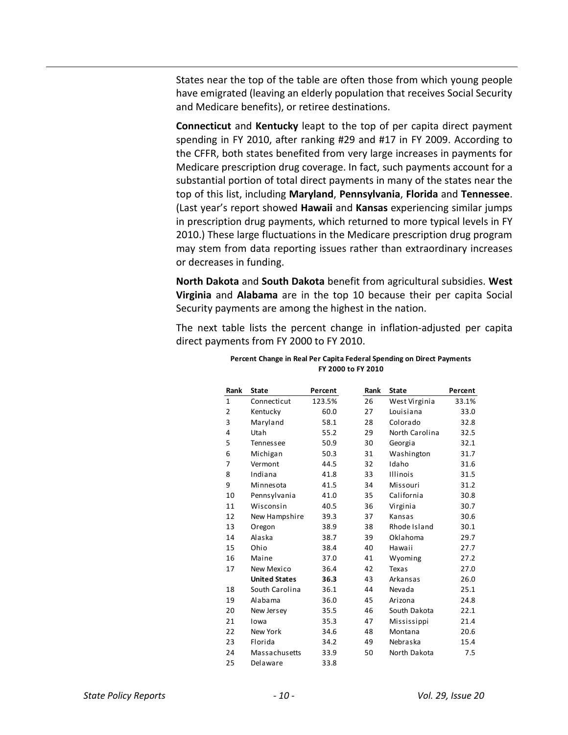States near the top of the table are often those from which young people have emigrated (leaving an elderly population that receives Social Security and Medicare benefits), or retiree destinations.

**Connecticut** and **Kentucky** leapt to the top of per capita direct payment spending in FY 2010, after ranking #29 and #17 in FY 2009. According to the CFFR, both states benefited from very large increases in payments for Medicare prescription drug coverage. In fact, such payments account for a substantial portion of total direct payments in many of the states near the top of this list, including **Maryland**, **Pennsylvania**, **Florida** and **Tennessee**. (Last year's report showed **Hawaii** and **Kansas** experiencing similar jumps in prescription drug payments, which returned to more typical levels in FY 2010.) These large fluctuations in the Medicare prescription drug program may stem from data reporting issues rather than extraordinary increases or decreases in funding.

**North Dakota** and **South Dakota** benefit from agricultural subsidies. **West Virginia** and **Alabama** are in the top 10 because their per capita Social Security payments are among the highest in the nation.

The next table lists the percent change in inflation-adjusted per capita direct payments from FY 2000 to FY 2010.

**Percent Change in Real Per Capita Federal Spending on Direct Payments FY 2000 to FY 2010**

| Rank | State | Percent | Rank | State | Percent |
|---|---|---|---|---|---|
| 1 | Connecticut | 123.5% | 26 | West Virginia | 33.1% |
| 2 | Kentucky | 60.0 | 27 | Louisiana | 33.0 |
| 3 | Maryland | 58.1 | 28 | Colorado | 32.8 |
| 4 | Utah | 55.2 | 29 | North Carolina | 32.5 |
| 5 | Tennessee | 50.9 | 30 | Georgia | 32.1 |
| 6 | Michigan | 50.3 | 31 | Washington | 31.7 |
| 7 | Vermont | 44.5 | 32 | Idaho | 31.6 |
| 8 | Indiana | 41.8 | 33 | Illinois | 31.5 |
| 9 | Minnesota | 41.5 | 34 | Missouri | 31.2 |
| 10 | Pennsylvania | 41.0 | 35 | California | 30.8 |
| 11 | Wisconsin | 40.5 | 36 | Virginia | 30.7 |
| 12 | New Hampshire | 39.3 | 37 | Kansas | 30.6 |
| 13 | Oregon | 38.9 | 38 | Rhode Island | 30.1 |
| 14 | Alaska | 38.7 | 39 | Oklahoma | 29.7 |
| 15 | Ohio | 38.4 | 40 | Hawaii | 27.7 |
| 16 | Maine | 37.0 | 41 | Wyoming | 27.2 |
| 17 | New Mexico | 36.4 | 42 | Texas | 27.0 |
| | **United States** | **36.3** | 43 | Arkansas | 26.0 |
| 18 | South Carolina | 36.1 | 44 | Nevada | 25.1 |
| 19 | Alabama | 36.0 | 45 | Arizona | 24.8 |
| 20 | New Jersey | 35.5 | 46 | South Dakota | 22.1 |
| 21 | Iowa | 35.3 | 47 | Mississippi | 21.4 |
| 22 | New York | 34.6 | 48 | Montana | 20.6 |
| 23 | Florida | 34.2 | 49 | Nebraska | 15.4 |
| 24 | Massachusetts | 33.9 | 50 | North Dakota | 7.5 |
| 25 | Delaware | 33.8 | | | |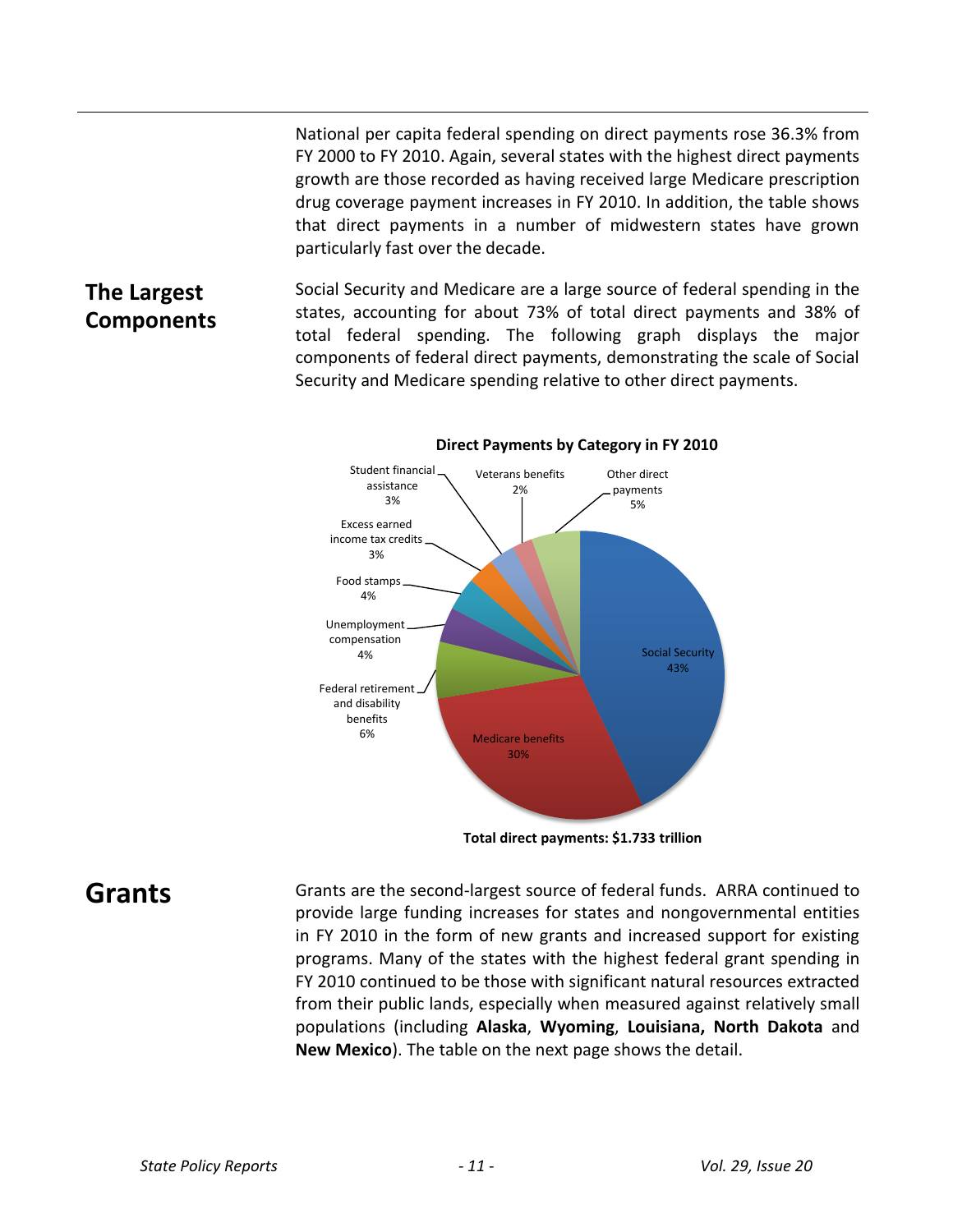National per capita federal spending on direct payments rose 36.3% from FY 2000 to FY 2010. Again, several states with the highest direct payments growth are those recorded as having received large Medicare prescription drug coverage payment increases in FY 2010. In addition, the table shows that direct payments in a number of midwestern states have grown particularly fast over the decade.

## The Largest Components

Social Security and Medicare are a large source of federal spending in the states, accounting for about 73% of total direct payments and 38% of total federal spending. The following graph displays the major components of federal direct payments, demonstrating the scale of Social Security and Medicare spending relative to other direct payments.

**Direct Payments by Category in FY 2010**

| Category | Share |
|---|---|
| Social Security | 43% |
| Medicare benefits | 30% |
| Federal retirement and disability benefits | 6% |
| Unemployment compensation | 4% |
| Food stamps | 4% |
| Excess earned income tax credits | 3% |
| Student financial assistance | 3% |
| Veterans benefits | 2% |
| Other direct payments | 5% |

**Total direct payments: $1.733 trillion**

# Grants

Grants are the second-largest source of federal funds. ARRA continued to provide large funding increases for states and nongovernmental entities in FY 2010 in the form of new grants and increased support for existing programs. Many of the states with the highest federal grant spending in FY 2010 continued to be those with significant natural resources extracted from their public lands, especially when measured against relatively small populations (including **Alaska**, **Wyoming**, **Louisiana, North Dakota** and **New Mexico**). The table on the next page shows the detail.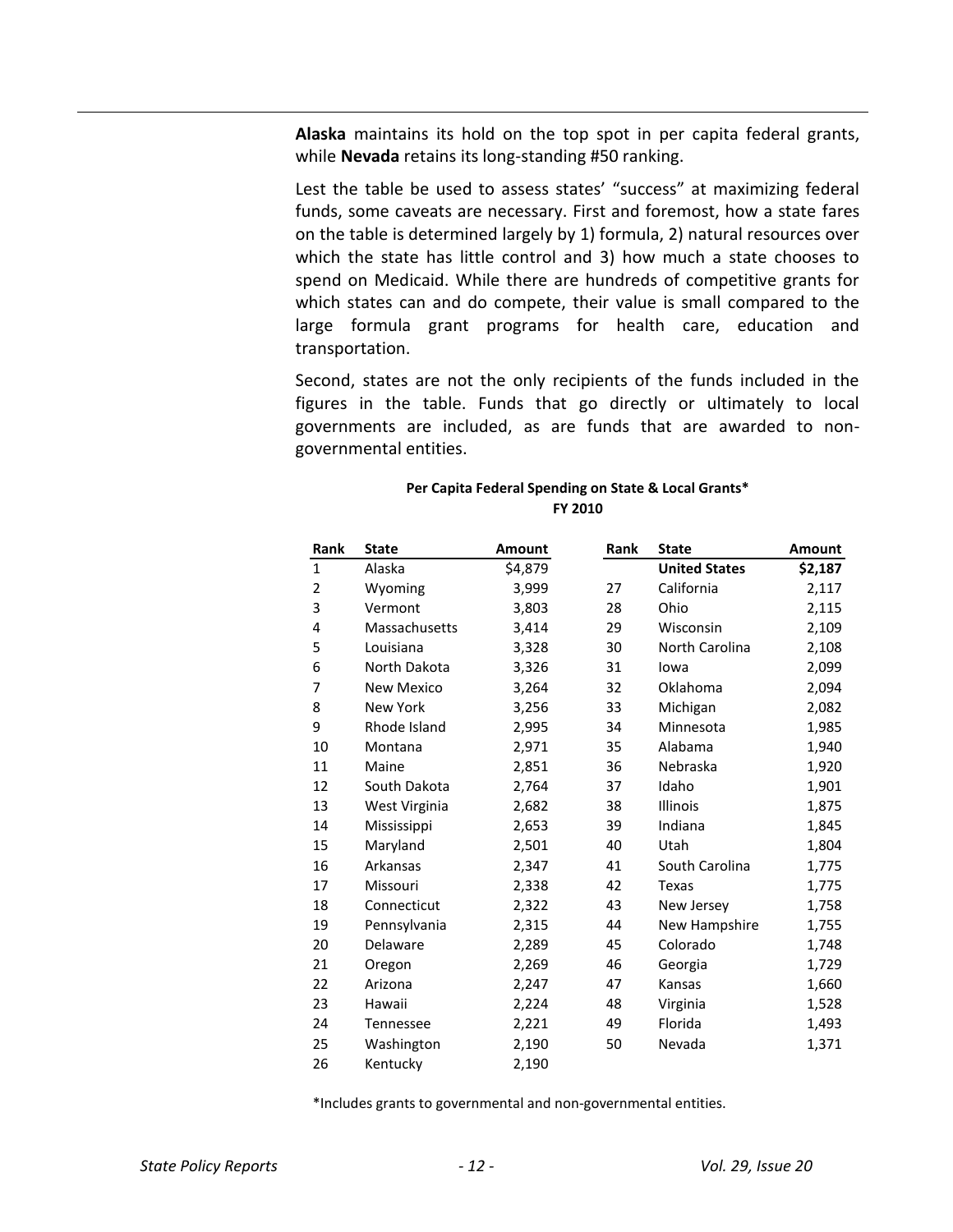**Alaska** maintains its hold on the top spot in per capita federal grants, while **Nevada** retains its long-standing #50 ranking.

Lest the table be used to assess states' "success" at maximizing federal funds, some caveats are necessary. First and foremost, how a state fares on the table is determined largely by 1) formula, 2) natural resources over which the state has little control and 3) how much a state chooses to spend on Medicaid. While there are hundreds of competitive grants for which states can and do compete, their value is small compared to the large formula grant programs for health care, education and transportation.

Second, states are not the only recipients of the funds included in the figures in the table. Funds that go directly or ultimately to local governments are included, as are funds that are awarded to non-governmental entities.

**Per Capita Federal Spending on State & Local Grants\***
**FY 2010**

| Rank | State | Amount | Rank | State | Amount |
|---|---|---|---|---|---|
| 1 | Alaska | $4,879 | | **United States** | **$2,187** |
| 2 | Wyoming | 3,999 | 27 | California | 2,117 |
| 3 | Vermont | 3,803 | 28 | Ohio | 2,115 |
| 4 | Massachusetts | 3,414 | 29 | Wisconsin | 2,109 |
| 5 | Louisiana | 3,328 | 30 | North Carolina | 2,108 |
| 6 | North Dakota | 3,326 | 31 | Iowa | 2,099 |
| 7 | New Mexico | 3,264 | 32 | Oklahoma | 2,094 |
| 8 | New York | 3,256 | 33 | Michigan | 2,082 |
| 9 | Rhode Island | 2,995 | 34 | Minnesota | 1,985 |
| 10 | Montana | 2,971 | 35 | Alabama | 1,940 |
| 11 | Maine | 2,851 | 36 | Nebraska | 1,920 |
| 12 | South Dakota | 2,764 | 37 | Idaho | 1,901 |
| 13 | West Virginia | 2,682 | 38 | Illinois | 1,875 |
| 14 | Mississippi | 2,653 | 39 | Indiana | 1,845 |
| 15 | Maryland | 2,501 | 40 | Utah | 1,804 |
| 16 | Arkansas | 2,347 | 41 | South Carolina | 1,775 |
| 17 | Missouri | 2,338 | 42 | Texas | 1,775 |
| 18 | Connecticut | 2,322 | 43 | New Jersey | 1,758 |
| 19 | Pennsylvania | 2,315 | 44 | New Hampshire | 1,755 |
| 20 | Delaware | 2,289 | 45 | Colorado | 1,748 |
| 21 | Oregon | 2,269 | 46 | Georgia | 1,729 |
| 22 | Arizona | 2,247 | 47 | Kansas | 1,660 |
| 23 | Hawaii | 2,224 | 48 | Virginia | 1,528 |
| 24 | Tennessee | 2,221 | 49 | Florida | 1,493 |
| 25 | Washington | 2,190 | 50 | Nevada | 1,371 |
| 26 | Kentucky | 2,190 | | | |

*Includes grants to governmental and non-governmental entities.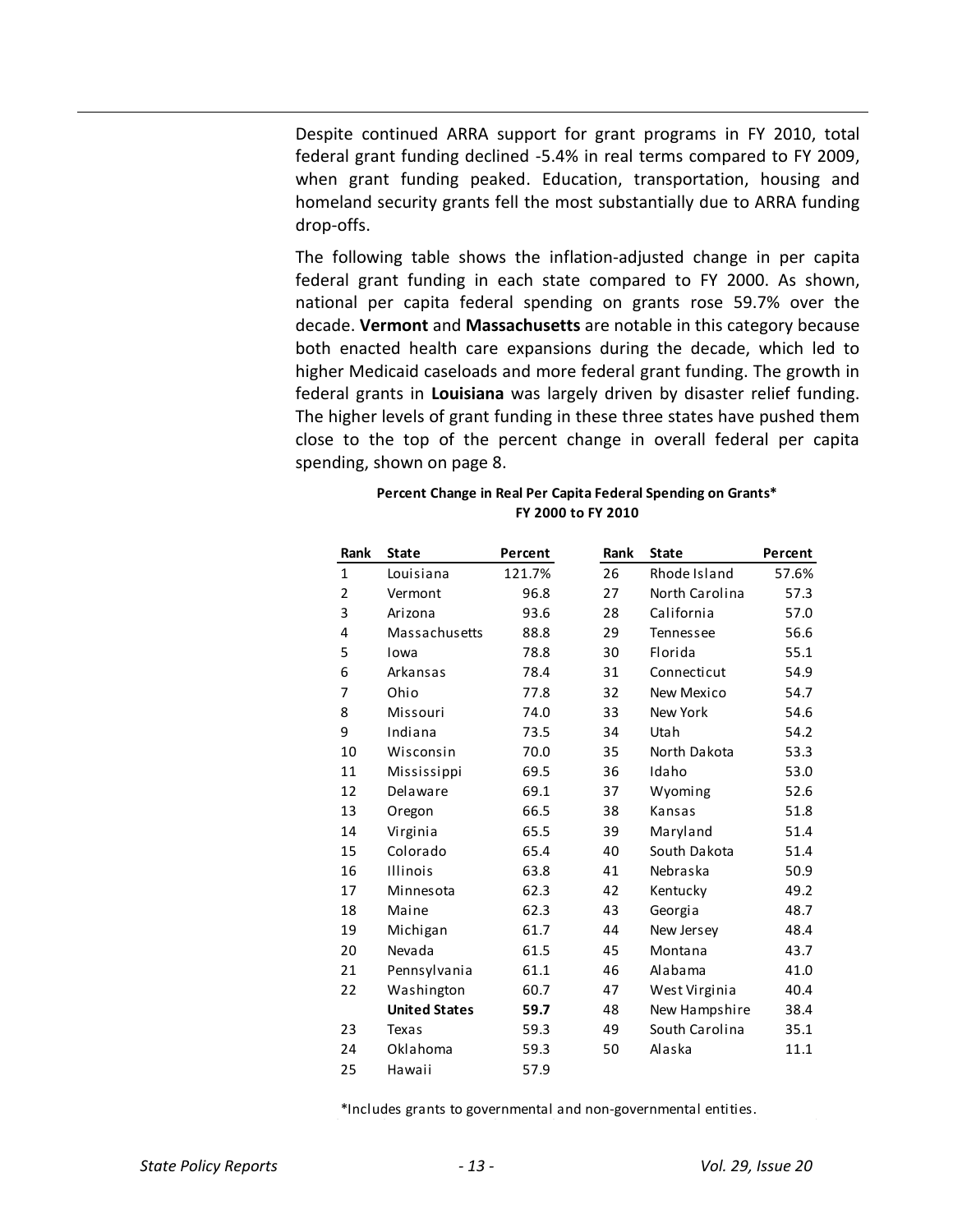Despite continued ARRA support for grant programs in FY 2010, total federal grant funding declined -5.4% in real terms compared to FY 2009, when grant funding peaked. Education, transportation, housing and homeland security grants fell the most substantially due to ARRA funding drop-offs.

The following table shows the inflation-adjusted change in per capita federal grant funding in each state compared to FY 2000. As shown, national per capita federal spending on grants rose 59.7% over the decade. **Vermont** and **Massachusetts** are notable in this category because both enacted health care expansions during the decade, which led to higher Medicaid caseloads and more federal grant funding. The growth in federal grants in **Louisiana** was largely driven by disaster relief funding. The higher levels of grant funding in these three states have pushed them close to the top of the percent change in overall federal per capita spending, shown on page 8.

**Percent Change in Real Per Capita Federal Spending on Grants***
**FY 2000 to FY 2010**

| Rank | State | Percent | Rank | State | Percent |
|---|---|---|---|---|---|
| 1 | Louisiana | 121.7% | 26 | Rhode Island | 57.6% |
| 2 | Vermont | 96.8 | 27 | North Carolina | 57.3 |
| 3 | Arizona | 93.6 | 28 | California | 57.0 |
| 4 | Massachusetts | 88.8 | 29 | Tennessee | 56.6 |
| 5 | Iowa | 78.8 | 30 | Florida | 55.1 |
| 6 | Arkansas | 78.4 | 31 | Connecticut | 54.9 |
| 7 | Ohio | 77.8 | 32 | New Mexico | 54.7 |
| 8 | Missouri | 74.0 | 33 | New York | 54.6 |
| 9 | Indiana | 73.5 | 34 | Utah | 54.2 |
| 10 | Wisconsin | 70.0 | 35 | North Dakota | 53.3 |
| 11 | Mississippi | 69.5 | 36 | Idaho | 53.0 |
| 12 | Delaware | 69.1 | 37 | Wyoming | 52.6 |
| 13 | Oregon | 66.5 | 38 | Kansas | 51.8 |
| 14 | Virginia | 65.5 | 39 | Maryland | 51.4 |
| 15 | Colorado | 65.4 | 40 | South Dakota | 51.4 |
| 16 | Illinois | 63.8 | 41 | Nebraska | 50.9 |
| 17 | Minnesota | 62.3 | 42 | Kentucky | 49.2 |
| 18 | Maine | 62.3 | 43 | Georgia | 48.7 |
| 19 | Michigan | 61.7 | 44 | New Jersey | 48.4 |
| 20 | Nevada | 61.5 | 45 | Montana | 43.7 |
| 21 | Pennsylvania | 61.1 | 46 | Alabama | 41.0 |
| 22 | Washington | 60.7 | 47 | West Virginia | 40.4 |
| | **United States** | **59.7** | 48 | New Hampshire | 38.4 |
| 23 | Texas | 59.3 | 49 | South Carolina | 35.1 |
| 24 | Oklahoma | 59.3 | 50 | Alaska | 11.1 |
| 25 | Hawaii | 57.9 | | | |

*Includes grants to governmental and non-governmental entities.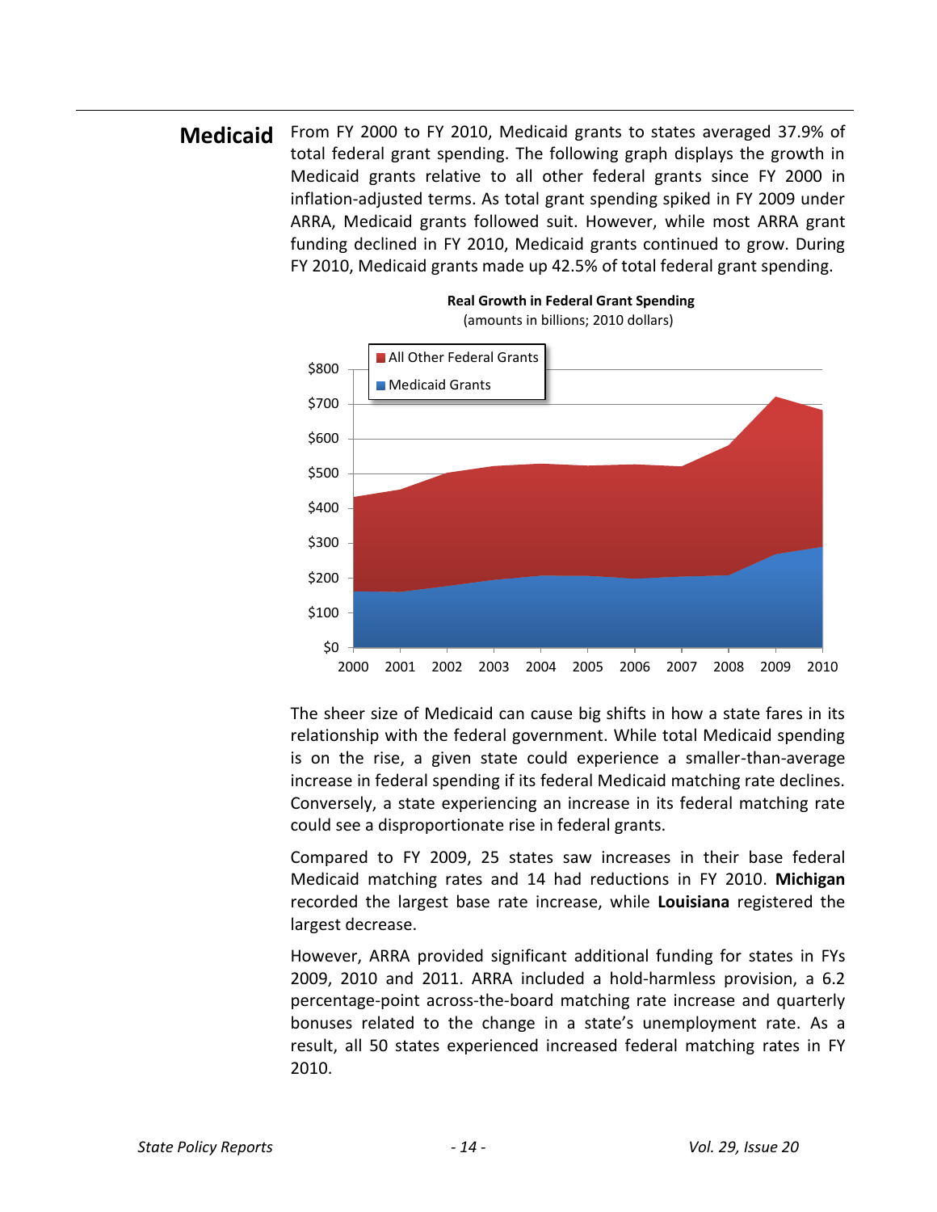## Medicaid

From FY 2000 to FY 2010, Medicaid grants to states averaged 37.9% of total federal grant spending. The following graph displays the growth in Medicaid grants relative to all other federal grants since FY 2000 in inflation-adjusted terms. As total grant spending spiked in FY 2009 under ARRA, Medicaid grants followed suit. However, while most ARRA grant funding declined in FY 2010, Medicaid grants continued to grow. During FY 2010, Medicaid grants made up 42.5% of total federal grant spending.

**Real Growth in Federal Grant Spending**
(amounts in billions; 2010 dollars)

The sheer size of Medicaid can cause big shifts in how a state fares in its relationship with the federal government. While total Medicaid spending is on the rise, a given state could experience a smaller-than-average increase in federal spending if its federal Medicaid matching rate declines. Conversely, a state experiencing an increase in its federal matching rate could see a disproportionate rise in federal grants.

Compared to FY 2009, 25 states saw increases in their base federal Medicaid matching rates and 14 had reductions in FY 2010. **Michigan** recorded the largest base rate increase, while **Louisiana** registered the largest decrease.

However, ARRA provided significant additional funding for states in FYs 2009, 2010 and 2011. ARRA included a hold-harmless provision, a 6.2 percentage-point across-the-board matching rate increase and quarterly bonuses related to the change in a state's unemployment rate. As a result, all 50 states experienced increased federal matching rates in FY 2010.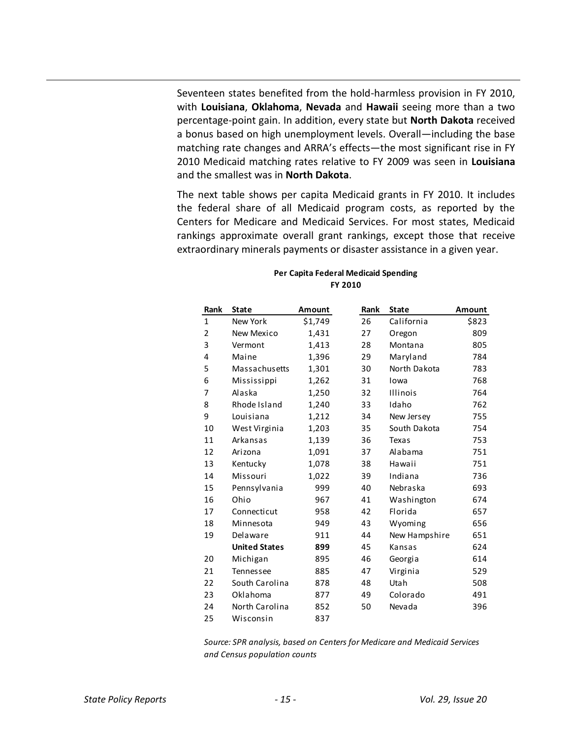Seventeen states benefited from the hold-harmless provision in FY 2010, with **Louisiana**, **Oklahoma**, **Nevada** and **Hawaii** seeing more than a two percentage-point gain. In addition, every state but **North Dakota** received a bonus based on high unemployment levels. Overall—including the base matching rate changes and ARRA's effects—the most significant rise in FY 2010 Medicaid matching rates relative to FY 2009 was seen in **Louisiana** and the smallest was in **North Dakota**.

The next table shows per capita Medicaid grants in FY 2010. It includes the federal share of all Medicaid program costs, as reported by the Centers for Medicare and Medicaid Services. For most states, Medicaid rankings approximate overall grant rankings, except those that receive extraordinary minerals payments or disaster assistance in a given year.

**Per Capita Federal Medicaid Spending**
**FY 2010**

| Rank | State | Amount | Rank | State | Amount |
|---|---|---|---|---|---|
| 1 | New York | $1,749 | 26 | California | $823 |
| 2 | New Mexico | 1,431 | 27 | Oregon | 809 |
| 3 | Vermont | 1,413 | 28 | Montana | 805 |
| 4 | Maine | 1,396 | 29 | Maryland | 784 |
| 5 | Massachusetts | 1,301 | 30 | North Dakota | 783 |
| 6 | Mississippi | 1,262 | 31 | Iowa | 768 |
| 7 | Alaska | 1,250 | 32 | Illinois | 764 |
| 8 | Rhode Island | 1,240 | 33 | Idaho | 762 |
| 9 | Louisiana | 1,212 | 34 | New Jersey | 755 |
| 10 | West Virginia | 1,203 | 35 | South Dakota | 754 |
| 11 | Arkansas | 1,139 | 36 | Texas | 753 |
| 12 | Arizona | 1,091 | 37 | Alabama | 751 |
| 13 | Kentucky | 1,078 | 38 | Hawaii | 751 |
| 14 | Missouri | 1,022 | 39 | Indiana | 736 |
| 15 | Pennsylvania | 999 | 40 | Nebraska | 693 |
| 16 | Ohio | 967 | 41 | Washington | 674 |
| 17 | Connecticut | 958 | 42 | Florida | 657 |
| 18 | Minnesota | 949 | 43 | Wyoming | 656 |
| 19 | Delaware | 911 | 44 | New Hampshire | 651 |
| | **United States** | **899** | 45 | Kansas | 624 |
| 20 | Michigan | 895 | 46 | Georgia | 614 |
| 21 | Tennessee | 885 | 47 | Virginia | 529 |
| 22 | South Carolina | 878 | 48 | Utah | 508 |
| 23 | Oklahoma | 877 | 49 | Colorado | 491 |
| 24 | North Carolina | 852 | 50 | Nevada | 396 |
| 25 | Wisconsin | 837 | | | |

*Source: SPR analysis, based on Centers for Medicare and Medicaid Services and Census population counts*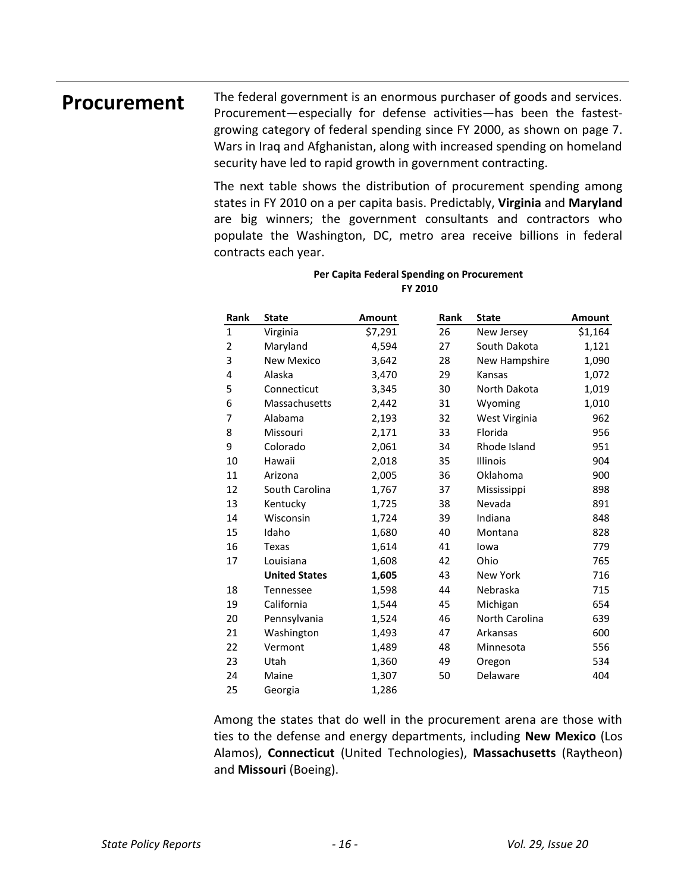## Procurement

The federal government is an enormous purchaser of goods and services. Procurement—especially for defense activities—has been the fastest-growing category of federal spending since FY 2000, as shown on page 7. Wars in Iraq and Afghanistan, along with increased spending on homeland security have led to rapid growth in government contracting.

The next table shows the distribution of procurement spending among states in FY 2010 on a per capita basis. Predictably, **Virginia** and **Maryland** are big winners; the government consultants and contractors who populate the Washington, DC, metro area receive billions in federal contracts each year.

**Per Capita Federal Spending on Procurement**
**FY 2010**

| Rank | State | Amount | Rank | State | Amount |
|---|---|---|---|---|---|
| 1 | Virginia | $7,291 | 26 | New Jersey | $1,164 |
| 2 | Maryland | 4,594 | 27 | South Dakota | 1,121 |
| 3 | New Mexico | 3,642 | 28 | New Hampshire | 1,090 |
| 4 | Alaska | 3,470 | 29 | Kansas | 1,072 |
| 5 | Connecticut | 3,345 | 30 | North Dakota | 1,019 |
| 6 | Massachusetts | 2,442 | 31 | Wyoming | 1,010 |
| 7 | Alabama | 2,193 | 32 | West Virginia | 962 |
| 8 | Missouri | 2,171 | 33 | Florida | 956 |
| 9 | Colorado | 2,061 | 34 | Rhode Island | 951 |
| 10 | Hawaii | 2,018 | 35 | Illinois | 904 |
| 11 | Arizona | 2,005 | 36 | Oklahoma | 900 |
| 12 | South Carolina | 1,767 | 37 | Mississippi | 898 |
| 13 | Kentucky | 1,725 | 38 | Nevada | 891 |
| 14 | Wisconsin | 1,724 | 39 | Indiana | 848 |
| 15 | Idaho | 1,680 | 40 | Montana | 828 |
| 16 | Texas | 1,614 | 41 | Iowa | 779 |
| 17 | Louisiana | 1,608 | 42 | Ohio | 765 |
| | **United States** | **1,605** | 43 | New York | 716 |
| 18 | Tennessee | 1,598 | 44 | Nebraska | 715 |
| 19 | California | 1,544 | 45 | Michigan | 654 |
| 20 | Pennsylvania | 1,524 | 46 | North Carolina | 639 |
| 21 | Washington | 1,493 | 47 | Arkansas | 600 |
| 22 | Vermont | 1,489 | 48 | Minnesota | 556 |
| 23 | Utah | 1,360 | 49 | Oregon | 534 |
| 24 | Maine | 1,307 | 50 | Delaware | 404 |
| 25 | Georgia | 1,286 | | | |

Among the states that do well in the procurement arena are those with ties to the defense and energy departments, including **New Mexico** (Los Alamos), **Connecticut** (United Technologies), **Massachusetts** (Raytheon) and **Missouri** (Boeing).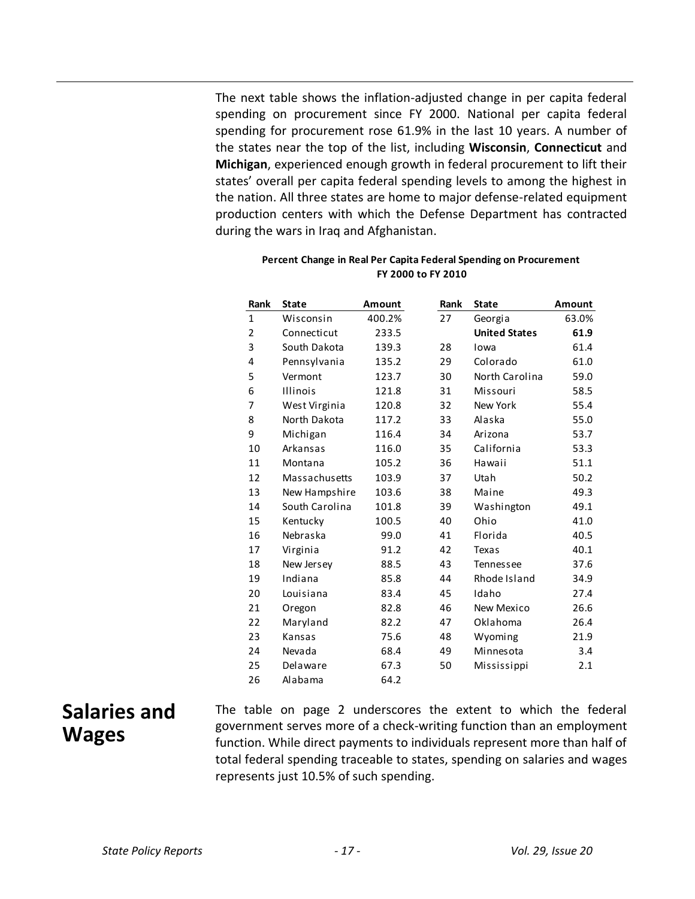The next table shows the inflation-adjusted change in per capita federal spending on procurement since FY 2000. National per capita federal spending for procurement rose 61.9% in the last 10 years. A number of the states near the top of the list, including **Wisconsin**, **Connecticut** and **Michigan**, experienced enough growth in federal procurement to lift their states' overall per capita federal spending levels to among the highest in the nation. All three states are home to major defense-related equipment production centers with which the Defense Department has contracted during the wars in Iraq and Afghanistan.

**Percent Change in Real Per Capita Federal Spending on Procurement FY 2000 to FY 2010**

| Rank | State | Amount | Rank | State | Amount |
|---|---|---|---|---|---|
| 1 | Wisconsin | 400.2% | 27 | Georgia | 63.0% |
| 2 | Connecticut | 233.5 | | **United States** | **61.9** |
| 3 | South Dakota | 139.3 | 28 | Iowa | 61.4 |
| 4 | Pennsylvania | 135.2 | 29 | Colorado | 61.0 |
| 5 | Vermont | 123.7 | 30 | North Carolina | 59.0 |
| 6 | Illinois | 121.8 | 31 | Missouri | 58.5 |
| 7 | West Virginia | 120.8 | 32 | New York | 55.4 |
| 8 | North Dakota | 117.2 | 33 | Alaska | 55.0 |
| 9 | Michigan | 116.4 | 34 | Arizona | 53.7 |
| 10 | Arkansas | 116.0 | 35 | California | 53.3 |
| 11 | Montana | 105.2 | 36 | Hawaii | 51.1 |
| 12 | Massachusetts | 103.9 | 37 | Utah | 50.2 |
| 13 | New Hampshire | 103.6 | 38 | Maine | 49.3 |
| 14 | South Carolina | 101.8 | 39 | Washington | 49.1 |
| 15 | Kentucky | 100.5 | 40 | Ohio | 41.0 |
| 16 | Nebraska | 99.0 | 41 | Florida | 40.5 |
| 17 | Virginia | 91.2 | 42 | Texas | 40.1 |
| 18 | New Jersey | 88.5 | 43 | Tennessee | 37.6 |
| 19 | Indiana | 85.8 | 44 | Rhode Island | 34.9 |
| 20 | Louisiana | 83.4 | 45 | Idaho | 27.4 |
| 21 | Oregon | 82.8 | 46 | New Mexico | 26.6 |
| 22 | Maryland | 82.2 | 47 | Oklahoma | 26.4 |
| 23 | Kansas | 75.6 | 48 | Wyoming | 21.9 |
| 24 | Nevada | 68.4 | 49 | Minnesota | 3.4 |
| 25 | Delaware | 67.3 | 50 | Mississippi | 2.1 |
| 26 | Alabama | 64.2 | | | |

## Salaries and Wages

The table on page 2 underscores the extent to which the federal government serves more of a check-writing function than an employment function. While direct payments to individuals represent more than half of total federal spending traceable to states, spending on salaries and wages represents just 10.5% of such spending.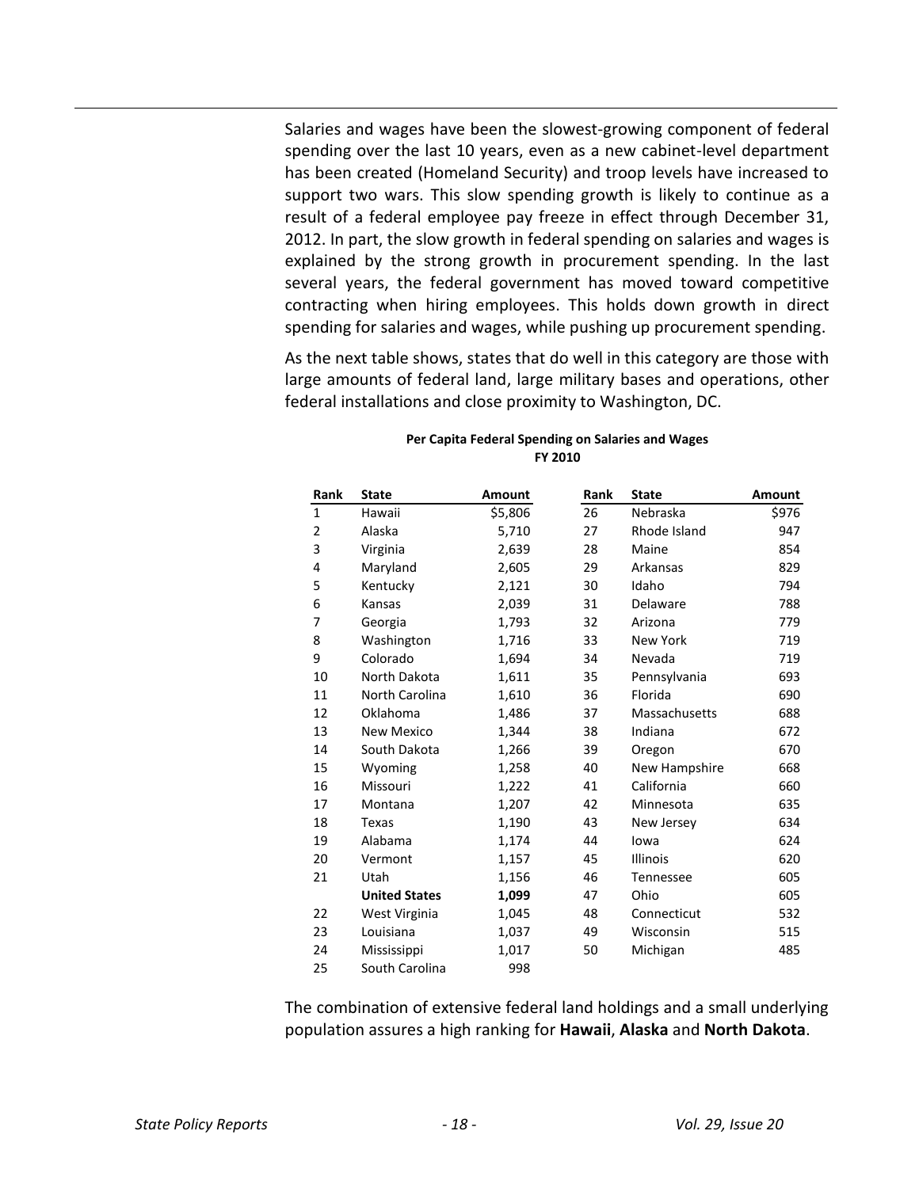Salaries and wages have been the slowest-growing component of federal spending over the last 10 years, even as a new cabinet-level department has been created (Homeland Security) and troop levels have increased to support two wars. This slow spending growth is likely to continue as a result of a federal employee pay freeze in effect through December 31, 2012. In part, the slow growth in federal spending on salaries and wages is explained by the strong growth in procurement spending. In the last several years, the federal government has moved toward competitive contracting when hiring employees. This holds down growth in direct spending for salaries and wages, while pushing up procurement spending.

As the next table shows, states that do well in this category are those with large amounts of federal land, large military bases and operations, other federal installations and close proximity to Washington, DC.

**Per Capita Federal Spending on Salaries and Wages**
**FY 2010**

| Rank | State | Amount | Rank | State | Amount |
|---|---|---|---|---|---|
| 1 | Hawaii | $5,806 | 26 | Nebraska | $976 |
| 2 | Alaska | 5,710 | 27 | Rhode Island | 947 |
| 3 | Virginia | 2,639 | 28 | Maine | 854 |
| 4 | Maryland | 2,605 | 29 | Arkansas | 829 |
| 5 | Kentucky | 2,121 | 30 | Idaho | 794 |
| 6 | Kansas | 2,039 | 31 | Delaware | 788 |
| 7 | Georgia | 1,793 | 32 | Arizona | 779 |
| 8 | Washington | 1,716 | 33 | New York | 719 |
| 9 | Colorado | 1,694 | 34 | Nevada | 719 |
| 10 | North Dakota | 1,611 | 35 | Pennsylvania | 693 |
| 11 | North Carolina | 1,610 | 36 | Florida | 690 |
| 12 | Oklahoma | 1,486 | 37 | Massachusetts | 688 |
| 13 | New Mexico | 1,344 | 38 | Indiana | 672 |
| 14 | South Dakota | 1,266 | 39 | Oregon | 670 |
| 15 | Wyoming | 1,258 | 40 | New Hampshire | 668 |
| 16 | Missouri | 1,222 | 41 | California | 660 |
| 17 | Montana | 1,207 | 42 | Minnesota | 635 |
| 18 | Texas | 1,190 | 43 | New Jersey | 634 |
| 19 | Alabama | 1,174 | 44 | Iowa | 624 |
| 20 | Vermont | 1,157 | 45 | Illinois | 620 |
| 21 | Utah | 1,156 | 46 | Tennessee | 605 |
| | **United States** | **1,099** | 47 | Ohio | 605 |
| 22 | West Virginia | 1,045 | 48 | Connecticut | 532 |
| 23 | Louisiana | 1,037 | 49 | Wisconsin | 515 |
| 24 | Mississippi | 1,017 | 50 | Michigan | 485 |
| 25 | South Carolina | 998 | | | |

The combination of extensive federal land holdings and a small underlying population assures a high ranking for **Hawaii**, **Alaska** and **North Dakota**.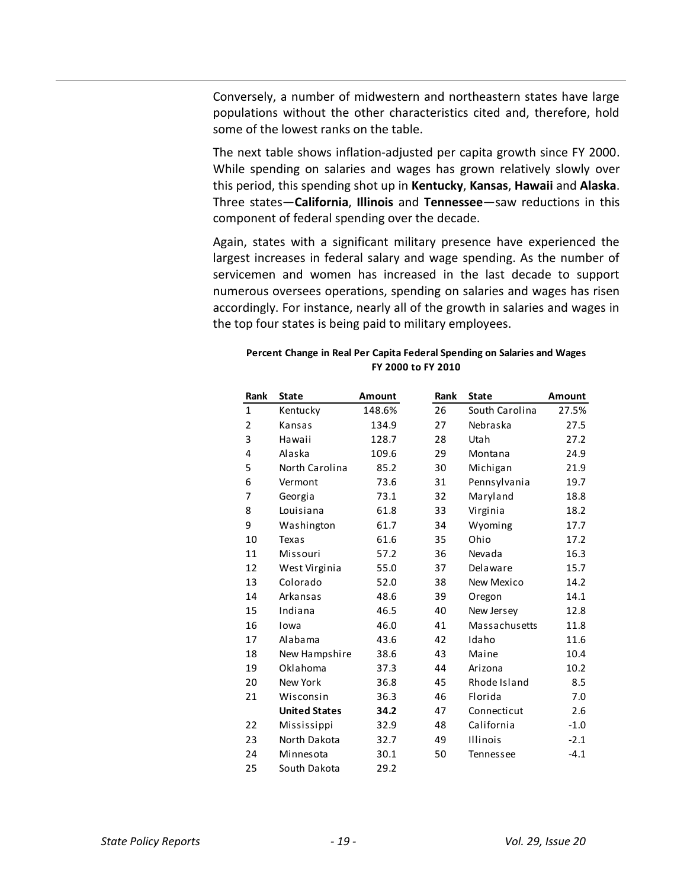Conversely, a number of midwestern and northeastern states have large populations without the other characteristics cited and, therefore, hold some of the lowest ranks on the table.

The next table shows inflation-adjusted per capita growth since FY 2000. While spending on salaries and wages has grown relatively slowly over this period, this spending shot up in **Kentucky**, **Kansas**, **Hawaii** and **Alaska**. Three states—**California**, **Illinois** and **Tennessee**—saw reductions in this component of federal spending over the decade.

Again, states with a significant military presence have experienced the largest increases in federal salary and wage spending. As the number of servicemen and women has increased in the last decade to support numerous oversees operations, spending on salaries and wages has risen accordingly. For instance, nearly all of the growth in salaries and wages in the top four states is being paid to military employees.

**Percent Change in Real Per Capita Federal Spending on Salaries and Wages FY 2000 to FY 2010**

| Rank | State | Amount | Rank | State | Amount |
|---|---|---|---|---|---|
| 1 | Kentucky | 148.6% | 26 | South Carolina | 27.5% |
| 2 | Kansas | 134.9 | 27 | Nebraska | 27.5 |
| 3 | Hawaii | 128.7 | 28 | Utah | 27.2 |
| 4 | Alaska | 109.6 | 29 | Montana | 24.9 |
| 5 | North Carolina | 85.2 | 30 | Michigan | 21.9 |
| 6 | Vermont | 73.6 | 31 | Pennsylvania | 19.7 |
| 7 | Georgia | 73.1 | 32 | Maryland | 18.8 |
| 8 | Louisiana | 61.8 | 33 | Virginia | 18.2 |
| 9 | Washington | 61.7 | 34 | Wyoming | 17.7 |
| 10 | Texas | 61.6 | 35 | Ohio | 17.2 |
| 11 | Missouri | 57.2 | 36 | Nevada | 16.3 |
| 12 | West Virginia | 55.0 | 37 | Delaware | 15.7 |
| 13 | Colorado | 52.0 | 38 | New Mexico | 14.2 |
| 14 | Arkansas | 48.6 | 39 | Oregon | 14.1 |
| 15 | Indiana | 46.5 | 40 | New Jersey | 12.8 |
| 16 | Iowa | 46.0 | 41 | Massachusetts | 11.8 |
| 17 | Alabama | 43.6 | 42 | Idaho | 11.6 |
| 18 | New Hampshire | 38.6 | 43 | Maine | 10.4 |
| 19 | Oklahoma | 37.3 | 44 | Arizona | 10.2 |
| 20 | New York | 36.8 | 45 | Rhode Island | 8.5 |
| 21 | Wisconsin | 36.3 | 46 | Florida | 7.0 |
| | **United States** | **34.2** | 47 | Connecticut | 2.6 |
| 22 | Mississippi | 32.9 | 48 | California | -1.0 |
| 23 | North Dakota | 32.7 | 49 | Illinois | -2.1 |
| 24 | Minnesota | 30.1 | 50 | Tennessee | -4.1 |
| 25 | South Dakota | 29.2 | | | |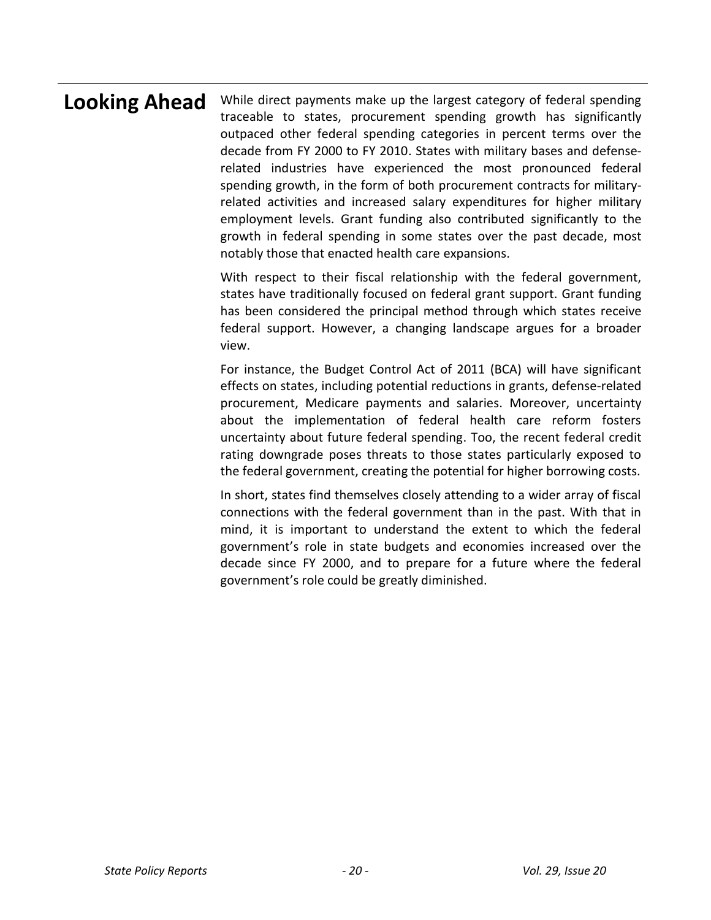## Looking Ahead

While direct payments make up the largest category of federal spending traceable to states, procurement spending growth has significantly outpaced other federal spending categories in percent terms over the decade from FY 2000 to FY 2010. States with military bases and defense-related industries have experienced the most pronounced federal spending growth, in the form of both procurement contracts for military-related activities and increased salary expenditures for higher military employment levels. Grant funding also contributed significantly to the growth in federal spending in some states over the past decade, most notably those that enacted health care expansions.

With respect to their fiscal relationship with the federal government, states have traditionally focused on federal grant support. Grant funding has been considered the principal method through which states receive federal support. However, a changing landscape argues for a broader view.

For instance, the Budget Control Act of 2011 (BCA) will have significant effects on states, including potential reductions in grants, defense-related procurement, Medicare payments and salaries. Moreover, uncertainty about the implementation of federal health care reform fosters uncertainty about future federal spending. Too, the recent federal credit rating downgrade poses threats to those states particularly exposed to the federal government, creating the potential for higher borrowing costs.

In short, states find themselves closely attending to a wider array of fiscal connections with the federal government than in the past. With that in mind, it is important to understand the extent to which the federal government's role in state budgets and economies increased over the decade since FY 2000, and to prepare for a future where the federal government's role could be greatly diminished.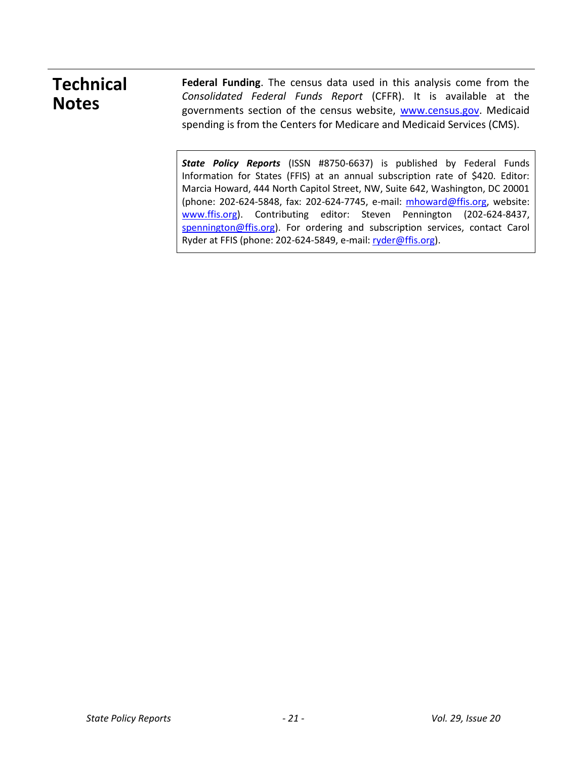## Technical Notes

**Federal Funding**. The census data used in this analysis come from the *Consolidated Federal Funds Report* (CFFR). It is available at the governments section of the census website, www.census.gov. Medicaid spending is from the Centers for Medicare and Medicaid Services (CMS).

***State Policy Reports*** (ISSN #8750-6637) is published by Federal Funds Information for States (FFIS) at an annual subscription rate of $420. Editor: Marcia Howard, 444 North Capitol Street, NW, Suite 642, Washington, DC 20001 (phone: 202-624-5848, fax: 202-624-7745, e-mail: mhoward@ffis.org, website: www.ffis.org). Contributing editor: Steven Pennington (202-624-8437, spennington@ffis.org). For ordering and subscription services, contact Carol Ryder at FFIS (phone: 202-624-5849, e-mail: ryder@ffis.org).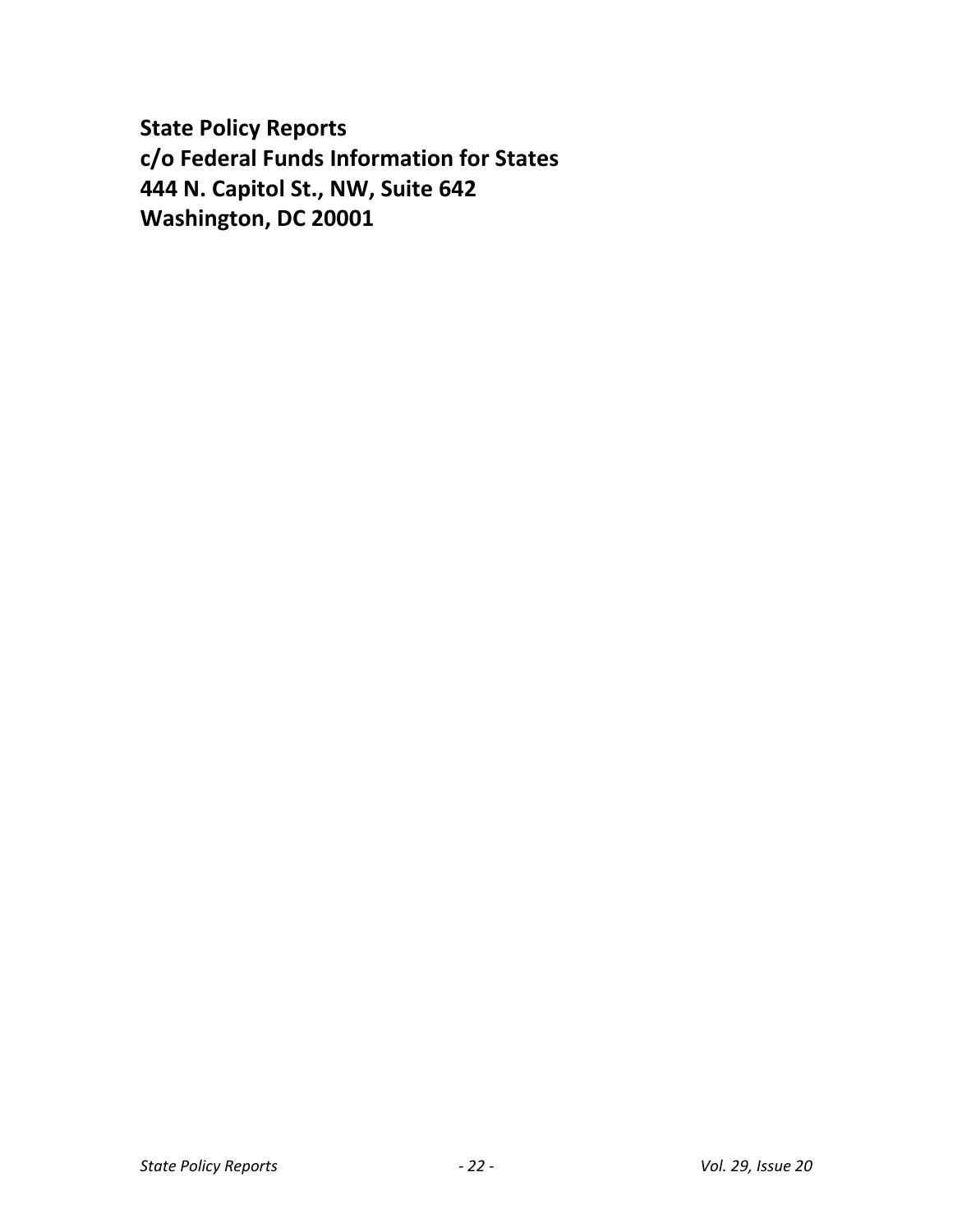**State Policy Reports**
**c/o Federal Funds Information for States**
**444 N. Capitol St., NW, Suite 642**
**Washington, DC 20001**